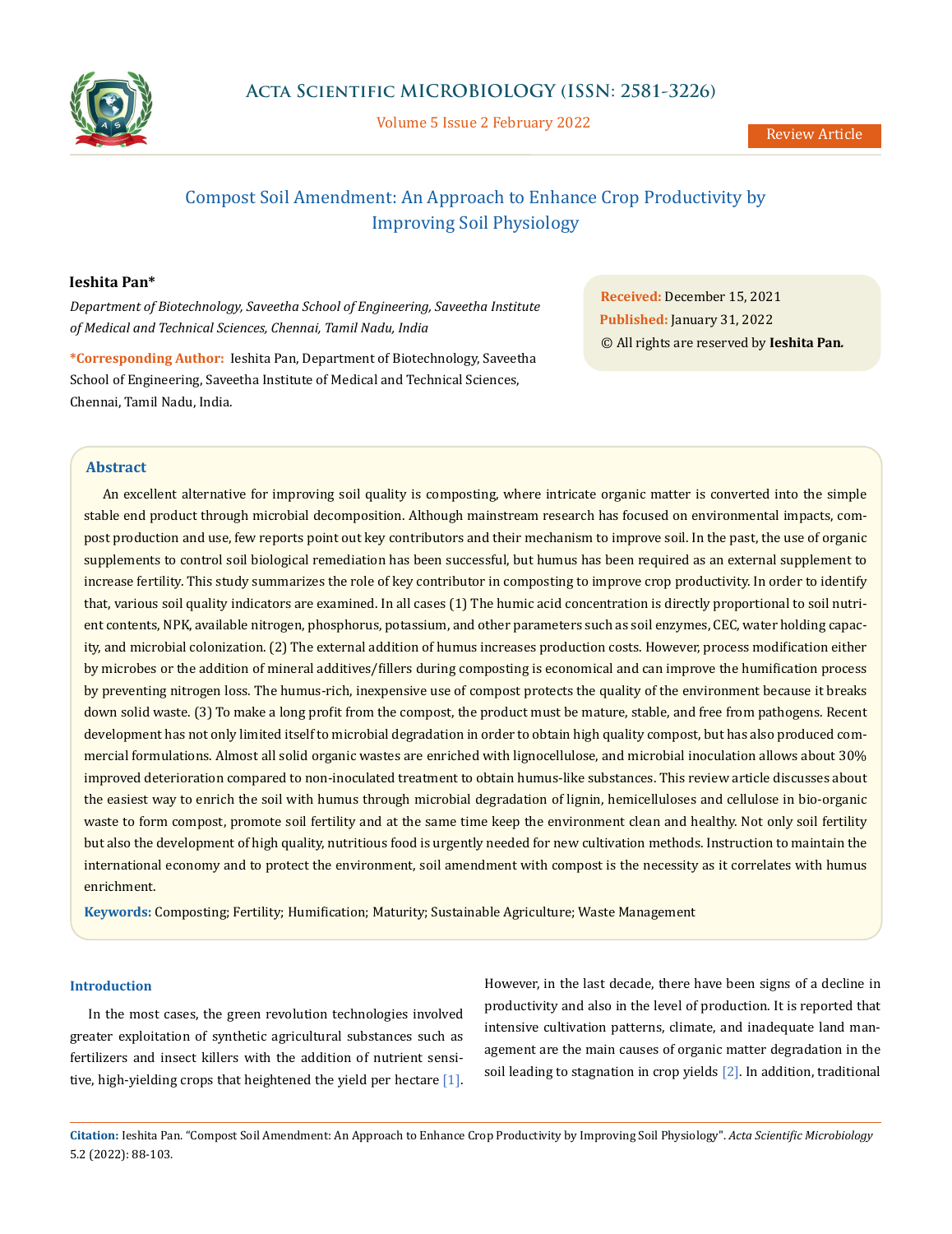# Compost Soil Amendment: An Approach to Enhance Crop Productivity by Improving Soil Physiology

**Ieshita Pan***

*Department of Biotechnology, Saveetha School of Engineering, Saveetha Institute of Medical and Technical Sciences, Chennai, Tamil Nadu, India*

**\*Corresponding Author:** Ieshita Pan, Department of Biotechnology, Saveetha School of Engineering, Saveetha Institute of Medical and Technical Sciences, Chennai, Tamil Nadu, India.

**Received:** December 15, 2021
**Published:** January 31, 2022
© All rights are reserved by **Ieshita Pan.**

## Abstract

An excellent alternative for improving soil quality is composting, where intricate organic matter is converted into the simple stable end product through microbial decomposition. Although mainstream research has focused on environmental impacts, compost production and use, few reports point out key contributors and their mechanism to improve soil. In the past, the use of organic supplements to control soil biological remediation has been successful, but humus has been required as an external supplement to increase fertility. This study summarizes the role of key contributor in composting to improve crop productivity. In order to identify that, various soil quality indicators are examined. In all cases (1) The humic acid concentration is directly proportional to soil nutrient contents, NPK, available nitrogen, phosphorus, potassium, and other parameters such as soil enzymes, CEC, water holding capacity, and microbial colonization. (2) The external addition of humus increases production costs. However, process modification either by microbes or the addition of mineral additives/fillers during composting is economical and can improve the humification process by preventing nitrogen loss. The humus-rich, inexpensive use of compost protects the quality of the environment because it breaks down solid waste. (3) To make a long profit from the compost, the product must be mature, stable, and free from pathogens. Recent development has not only limited itself to microbial degradation in order to obtain high quality compost, but has also produced commercial formulations. Almost all solid organic wastes are enriched with lignocellulose, and microbial inoculation allows about 30% improved deterioration compared to non-inoculated treatment to obtain humus-like substances. This review article discusses about the easiest way to enrich the soil with humus through microbial degradation of lignin, hemicelluloses and cellulose in bio-organic waste to form compost, promote soil fertility and at the same time keep the environment clean and healthy. Not only soil fertility but also the development of high quality, nutritious food is urgently needed for new cultivation methods. Instruction to maintain the international economy and to protect the environment, soil amendment with compost is the necessity as it correlates with humus enrichment.

**Keywords:** Composting; Fertility; Humification; Maturity; Sustainable Agriculture; Waste Management

## Introduction

In the most cases, the green revolution technologies involved greater exploitation of synthetic agricultural substances such as fertilizers and insect killers with the addition of nutrient sensitive, high-yielding crops that heightened the yield per hectare [1]. However, in the last decade, there have been signs of a decline in productivity and also in the level of production. It is reported that intensive cultivation patterns, climate, and inadequate land management are the main causes of organic matter degradation in the soil leading to stagnation in crop yields [2]. In addition, traditional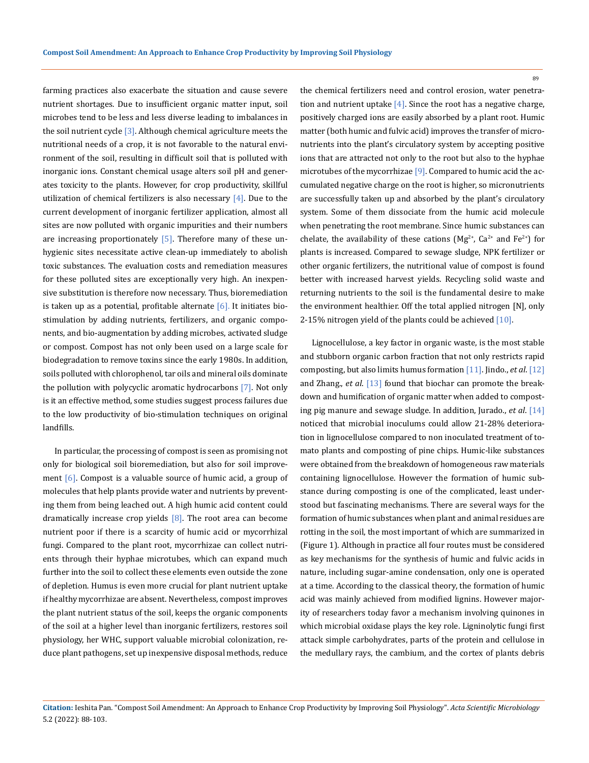farming practices also exacerbate the situation and cause severe nutrient shortages. Due to insufficient organic matter input, soil microbes tend to be less and less diverse leading to imbalances in the soil nutrient cycle [3]. Although chemical agriculture meets the nutritional needs of a crop, it is not favorable to the natural environment of the soil, resulting in difficult soil that is polluted with inorganic ions. Constant chemical usage alters soil pH and generates toxicity to the plants. However, for crop productivity, skillful utilization of chemical fertilizers is also necessary [4]. Due to the current development of inorganic fertilizer application, almost all sites are now polluted with organic impurities and their numbers are increasing proportionately [5]. Therefore many of these unhygienic sites necessitate active clean-up immediately to abolish toxic substances. The evaluation costs and remediation measures for these polluted sites are exceptionally very high. An inexpensive substitution is therefore now necessary. Thus, bioremediation is taken up as a potential, profitable alternate [6]. It initiates biostimulation by adding nutrients, fertilizers, and organic components, and bio-augmentation by adding microbes, activated sludge or compost. Compost has not only been used on a large scale for biodegradation to remove toxins since the early 1980s. In addition, soils polluted with chlorophenol, tar oils and mineral oils dominate the pollution with polycyclic aromatic hydrocarbons [7]. Not only is it an effective method, some studies suggest process failures due to the low productivity of bio-stimulation techniques on original landfills.

In particular, the processing of compost is seen as promising not only for biological soil bioremediation, but also for soil improvement [6]. Compost is a valuable source of humic acid, a group of molecules that help plants provide water and nutrients by preventing them from being leached out. A high humic acid content could dramatically increase crop yields [8]. The root area can become nutrient poor if there is a scarcity of humic acid or mycorrhizal fungi. Compared to the plant root, mycorrhizae can collect nutrients through their hyphae microtubes, which can expand much further into the soil to collect these elements even outside the zone of depletion. Humus is even more crucial for plant nutrient uptake if healthy mycorrhizae are absent. Nevertheless, compost improves the plant nutrient status of the soil, keeps the organic components of the soil at a higher level than inorganic fertilizers, restores soil physiology, her WHC, support valuable microbial colonization, reduce plant pathogens, set up inexpensive disposal methods, reduce the chemical fertilizers need and control erosion, water penetration and nutrient uptake [4]. Since the root has a negative charge, positively charged ions are easily absorbed by a plant root. Humic matter (both humic and fulvic acid) improves the transfer of micronutrients into the plant's circulatory system by accepting positive ions that are attracted not only to the root but also to the hyphae microtubes of the mycorrhizae [9]. Compared to humic acid the accumulated negative charge on the root is higher, so micronutrients are successfully taken up and absorbed by the plant's circulatory system. Some of them dissociate from the humic acid molecule when penetrating the root membrane. Since humic substances can chelate, the availability of these cations ($Mg^{2+}$, $Ca^{2+}$ and $Fe^{2+}$) for plants is increased. Compared to sewage sludge, NPK fertilizer or other organic fertilizers, the nutritional value of compost is found better with increased harvest yields. Recycling solid waste and returning nutrients to the soil is the fundamental desire to make the environment healthier. Off the total applied nitrogen [N], only 2-15% nitrogen yield of the plants could be achieved [10].

Lignocellulose, a key factor in organic waste, is the most stable and stubborn organic carbon fraction that not only restricts rapid composting, but also limits humus formation [11]. Jindo., *et al*. [12] and Zhang., *et al*. [13] found that biochar can promote the breakdown and humification of organic matter when added to composting pig manure and sewage sludge. In addition, Jurado., *et al*. [14] noticed that microbial inoculums could allow 21-28% deterioration in lignocellulose compared to non inoculated treatment of tomato plants and composting of pine chips. Humic-like substances were obtained from the breakdown of homogeneous raw materials containing lignocellulose. However the formation of humic substance during composting is one of the complicated, least understood but fascinating mechanisms. There are several ways for the formation of humic substances when plant and animal residues are rotting in the soil, the most important of which are summarized in (Figure 1). Although in practice all four routes must be considered as key mechanisms for the synthesis of humic and fulvic acids in nature, including sugar-amine condensation, only one is operated at a time. According to the classical theory, the formation of humic acid was mainly achieved from modified lignins. However majority of researchers today favor a mechanism involving quinones in which microbial oxidase plays the key role. Ligninolytic fungi first attack simple carbohydrates, parts of the protein and cellulose in the medullary rays, the cambium, and the cortex of plants debris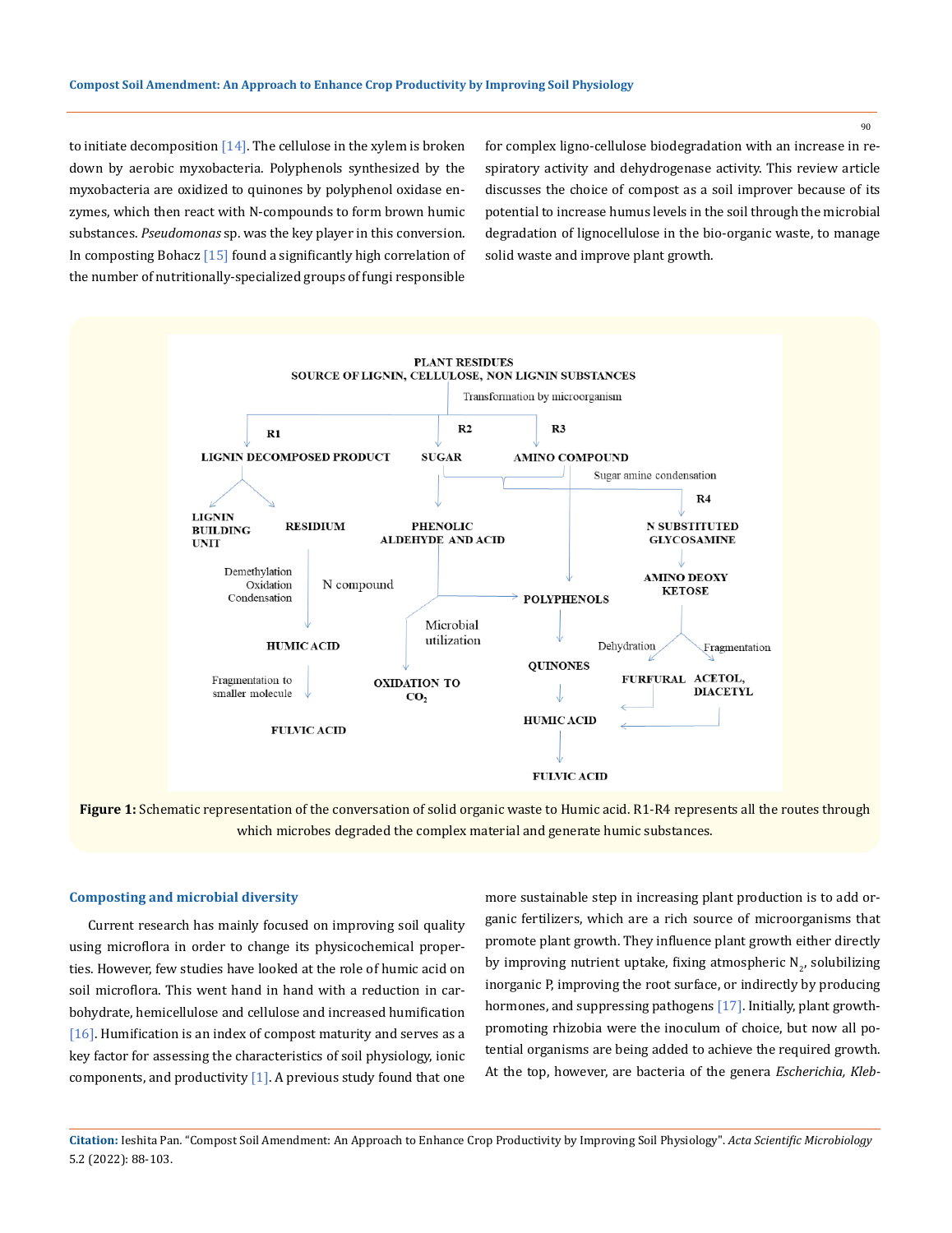to initiate decomposition [14]. The cellulose in the xylem is broken down by aerobic myxobacteria. Polyphenols synthesized by the myxobacteria are oxidized to quinones by polyphenol oxidase enzymes, which then react with N-compounds to form brown humic substances. *Pseudomonas* sp. was the key player in this conversion. In composting Bohacz [15] found a significantly high correlation of the number of nutritionally-specialized groups of fungi responsible for complex ligno-cellulose biodegradation with an increase in respiratory activity and dehydrogenase activity. This review article discusses the choice of compost as a soil improver because of its potential to increase humus levels in the soil through the microbial degradation of lignocellulose in the bio-organic waste, to manage solid waste and improve plant growth.

PLANT RESIDUES
SOURCE OF LIGNIN, CELLULOSE, NON LIGNIN SUBSTANCES

Transformation by microorganism

R1 — LIGNIN DECOMPOSED PRODUCT → LIGNIN BUILDING UNIT; RESIDIUM → (Demethylation, Oxidation, Condensation; N compound) → HUMIC ACID → (Fragmentation to smaller molecule) → FULVIC ACID

R2 — SUGAR → PHENOLIC ALDEHYDE AND ACID → POLYPHENOLS; Microbial utilization → OXIDATION TO $CO_2$

R3 — AMINO COMPOUND → POLYPHENOLS → QUINONES → HUMIC ACID → FULVIC ACID

R4 — Sugar amine condensation → N SUBSTITUTED GLYCOSAMINE → AMINO DEOXY KETOSE → Dehydration: FURFURAL; Fragmentation: ACETOL, DIACETYL → HUMIC ACID

**Figure 1:** Schematic representation of the conversation of solid organic waste to Humic acid. R1-R4 represents all the routes through which microbes degraded the complex material and generate humic substances.

## Composting and microbial diversity

Current research has mainly focused on improving soil quality using microflora in order to change its physicochemical properties. However, few studies have looked at the role of humic acid on soil microflora. This went hand in hand with a reduction in carbohydrate, hemicellulose and cellulose and increased humification [16]. Humification is an index of compost maturity and serves as a key factor for assessing the characteristics of soil physiology, ionic components, and productivity [1]. A previous study found that one more sustainable step in increasing plant production is to add organic fertilizers, which are a rich source of microorganisms that promote plant growth. They influence plant growth either directly by improving nutrient uptake, fixing atmospheric $N_2$, solubilizing inorganic P, improving the root surface, or indirectly by producing hormones, and suppressing pathogens [17]. Initially, plant growth-promoting rhizobia were the inoculum of choice, but now all potential organisms are being added to achieve the required growth. At the top, however, are bacteria of the genera *Escherichia, Kleb-*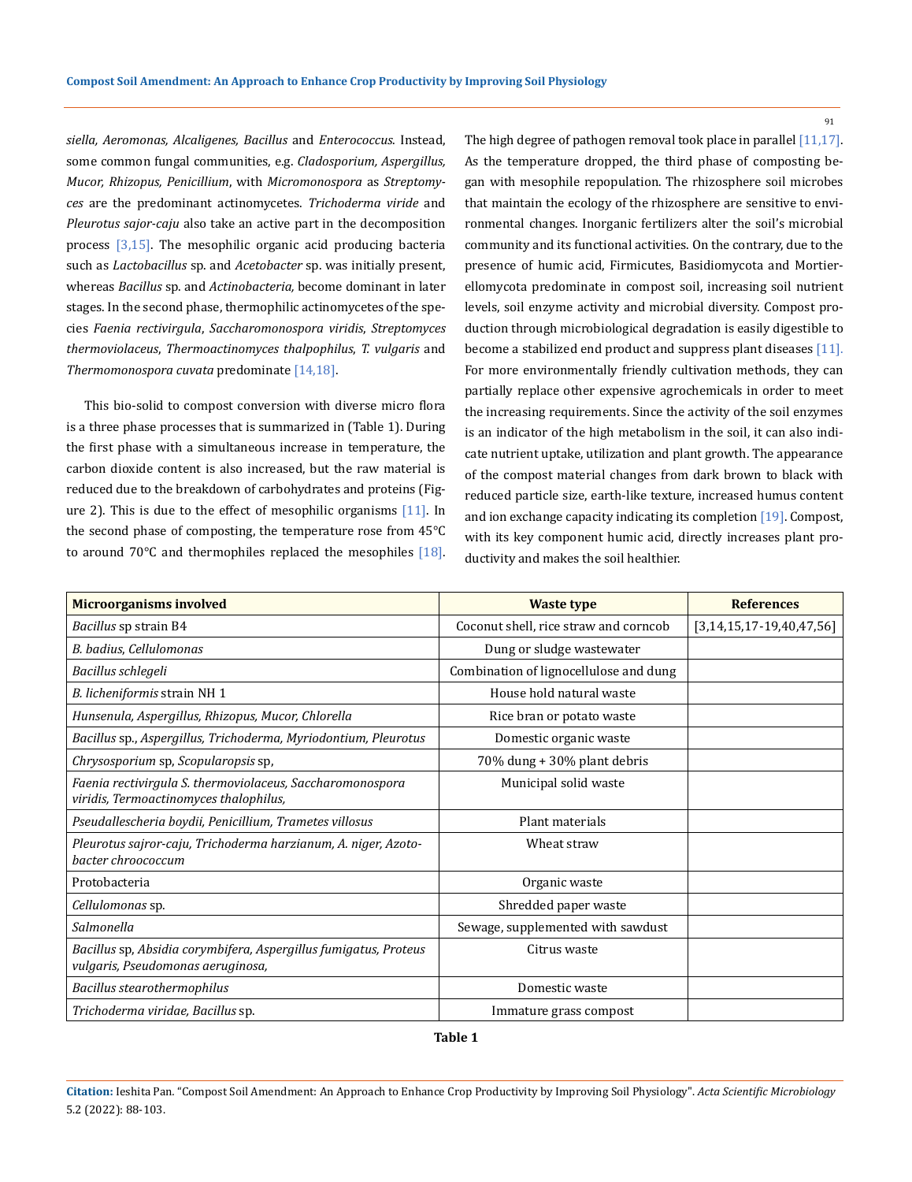*siella, Aeromonas, Alcaligenes, Bacillus* and *Enterococcus*. Instead, some common fungal communities, e.g. *Cladosporium, Aspergillus, Mucor, Rhizopus, Penicillium*, with *Micromonospora* as *Streptomyces* are the predominant actinomycetes. *Trichoderma viride* and *Pleurotus sajor-caju* also take an active part in the decomposition process [3,15]. The mesophilic organic acid producing bacteria such as *Lactobacillus* sp. and *Acetobacter* sp. was initially present, whereas *Bacillus* sp. and *Actinobacteria,* become dominant in later stages. In the second phase, thermophilic actinomycetes of the species *Faenia rectivirgula*, *Saccharomonospora viridis*, *Streptomyces thermoviolaceus*, *Thermoactinomyces thalpophilus*, *T. vulgaris* and *Thermomonospora cuvata* predominate [14,18].

This bio-solid to compost conversion with diverse micro flora is a three phase processes that is summarized in (Table 1). During the first phase with a simultaneous increase in temperature, the carbon dioxide content is also increased, but the raw material is reduced due to the breakdown of carbohydrates and proteins (Figure 2). This is due to the effect of mesophilic organisms [11]. In the second phase of composting, the temperature rose from 45°C to around 70°C and thermophiles replaced the mesophiles [18]. The high degree of pathogen removal took place in parallel [11,17]. As the temperature dropped, the third phase of composting began with mesophile repopulation. The rhizosphere soil microbes that maintain the ecology of the rhizosphere are sensitive to environmental changes. Inorganic fertilizers alter the soil's microbial community and its functional activities. On the contrary, due to the presence of humic acid, Firmicutes, Basidiomycota and Mortierellomycota predominate in compost soil, increasing soil nutrient levels, soil enzyme activity and microbial diversity. Compost production through microbiological degradation is easily digestible to become a stabilized end product and suppress plant diseases [11]. For more environmentally friendly cultivation methods, they can partially replace other expensive agrochemicals in order to meet the increasing requirements. Since the activity of the soil enzymes is an indicator of the high metabolism in the soil, it can also indicate nutrient uptake, utilization and plant growth. The appearance of the compost material changes from dark brown to black with reduced particle size, earth-like texture, increased humus content and ion exchange capacity indicating its completion [19]. Compost, with its key component humic acid, directly increases plant productivity and makes the soil healthier.

| Microorganisms involved | Waste type | References |
|---|---|---|
| *Bacillus* sp strain B4 | Coconut shell, rice straw and corncob | [3,14,15,17-19,40,47,56] |
| *B. badius, Cellulomonas* | Dung or sludge wastewater | |
| *Bacillus schlegeli* | Combination of lignocellulose and dung | |
| *B. licheniformis* strain NH 1 | House hold natural waste | |
| *Hunsenula, Aspergillus, Rhizopus, Mucor, Chlorella* | Rice bran or potato waste | |
| *Bacillus* sp., *Aspergillus, Trichoderma, Myriodontium, Pleurotus* | Domestic organic waste | |
| *Chrysosporium* sp, *Scopularopsis* sp, | 70% dung + 30% plant debris | |
| *Faenia rectivirgula S. thermoviolaceus, Saccharomonospora viridis, Termoactinomyces thalophilus,* | Municipal solid waste | |
| *Pseudallescheria boydii, Penicillium, Trametes villosus* | Plant materials | |
| *Pleurotus sajror-caju, Trichoderma harzianum, A. niger, Azotobacter chroococcum* | Wheat straw | |
| Protobacteria | Organic waste | |
| *Cellulomonas* sp. | Shredded paper waste | |
| *Salmonella* | Sewage, supplemented with sawdust | |
| *Bacillus* sp, *Absidia corymbifera, Aspergillus fumigatus, Proteus vulgaris, Pseudomonas aeruginosa,* | Citrus waste | |
| *Bacillus stearothermophilus* | Domestic waste | |
| *Trichoderma viridae, Bacillus* sp. | Immature grass compost | |

**Table 1**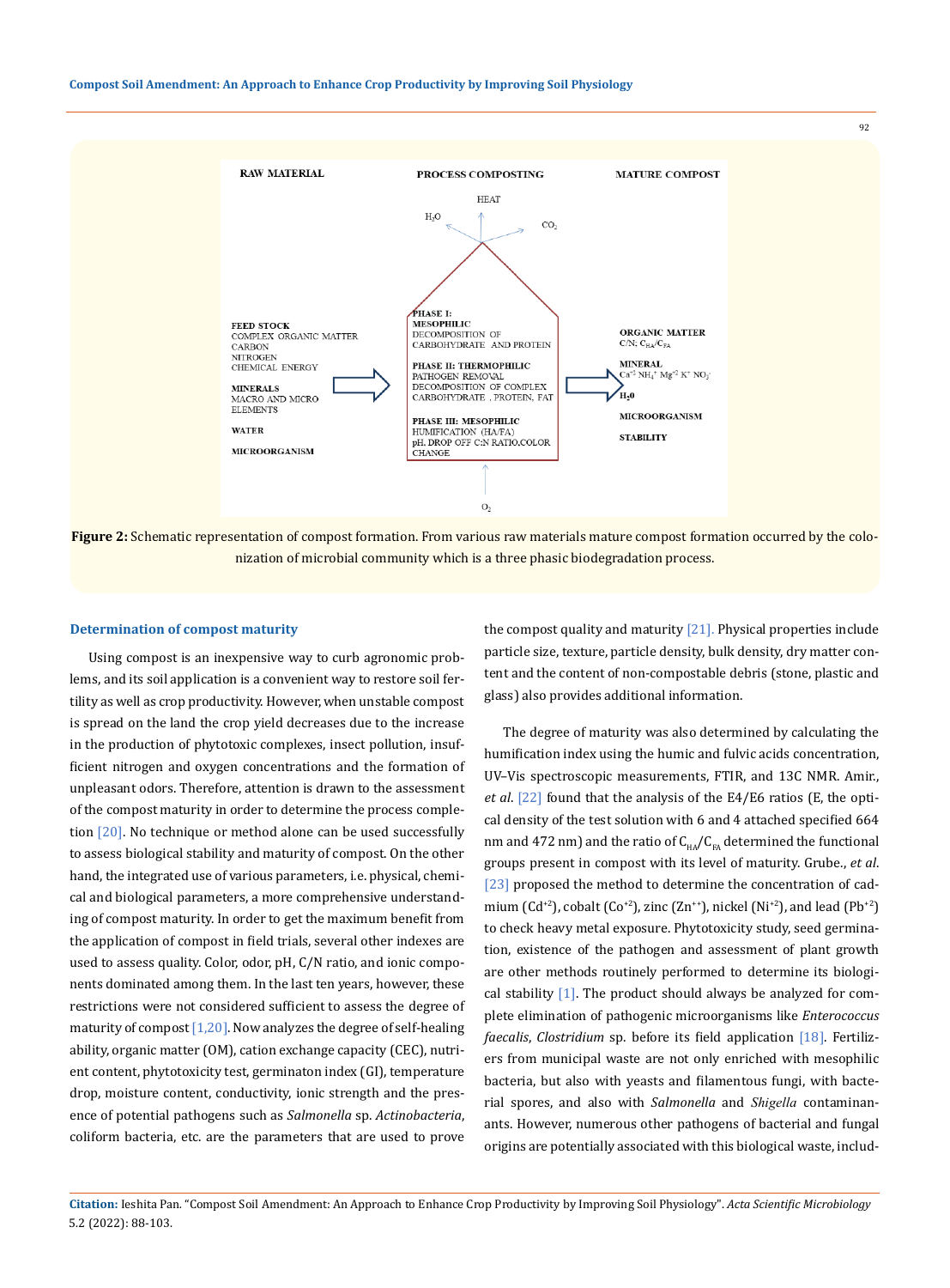RAW MATERIAL

PROCESS COMPOSTING

MATURE COMPOST

HEAT

$H_2O$

$CO_2$

FEED STOCK
COMPLEX ORGANIC MATTER
CARBON
NITROGEN
CHEMICAL ENERGY

MINERALS
MACRO AND MICRO ELEMENTS

WATER

MICROORGANISM

PHASE I: MESOPHILIC
DECOMPOSITION OF CARBOHYDRATE AND PROTEIN

PHASE II: THERMOPHILIC
PATHOGEN REMOVAL
DECOMPOSITION OF COMPLEX CARBOHYDRATE, PROTEIN, FAT

PHASE III: MESOPHILIC
HUMIFICATION (HA/FA)
pH. DROP OFF C:N RATIO,COLOR CHANGE

$O_2$

ORGANIC MATTER
C/N; $C_{HA}/C_{FA}$

MINERAL
$Ca^{+2}$ $NH_4^+$ $Mg^{+2}$ $K^+$ $NO_3^-$

$H_20$

MICROORGANISM

STABILITY

**Figure 2:** Schematic representation of compost formation. From various raw materials mature compost formation occurred by the colonization of microbial community which is a three phasic biodegradation process.

### Determination of compost maturity

Using compost is an inexpensive way to curb agronomic problems, and its soil application is a convenient way to restore soil fertility as well as crop productivity. However, when unstable compost is spread on the land the crop yield decreases due to the increase in the production of phytotoxic complexes, insect pollution, insufficient nitrogen and oxygen concentrations and the formation of unpleasant odors. Therefore, attention is drawn to the assessment of the compost maturity in order to determine the process completion [20]. No technique or method alone can be used successfully to assess biological stability and maturity of compost. On the other hand, the integrated use of various parameters, i.e. physical, chemical and biological parameters, a more comprehensive understanding of compost maturity. In order to get the maximum benefit from the application of compost in field trials, several other indexes are used to assess quality. Color, odor, pH, C/N ratio, and ionic components dominated among them. In the last ten years, however, these restrictions were not considered sufficient to assess the degree of maturity of compost [1,20]. Now analyzes the degree of self-healing ability, organic matter (OM), cation exchange capacity (CEC), nutrient content, phytotoxicity test, germinaton index (GI), temperature drop, moisture content, conductivity, ionic strength and the presence of potential pathogens such as *Salmonella* sp. *Actinobacteria*, coliform bacteria, etc. are the parameters that are used to prove the compost quality and maturity [21]. Physical properties include particle size, texture, particle density, bulk density, dry matter content and the content of non-compostable debris (stone, plastic and glass) also provides additional information.

The degree of maturity was also determined by calculating the humification index using the humic and fulvic acids concentration, UV–Vis spectroscopic measurements, FTIR, and 13C NMR. Amir., *et al*. [22] found that the analysis of the E4/E6 ratios (E, the optical density of the test solution with 6 and 4 attached specified 664 nm and 472 nm) and the ratio of $C_{HA}/C_{FA}$ determined the functional groups present in compost with its level of maturity. Grube., *et al*. [23] proposed the method to determine the concentration of cadmium ($Cd^{+2}$), cobalt ($Co^{+2}$), zinc ($Zn^{++}$), nickel ($Ni^{+2}$), and lead ($Pb^{+2}$) to check heavy metal exposure. Phytotoxicity study, seed germination, existence of the pathogen and assessment of plant growth are other methods routinely performed to determine its biological stability [1]. The product should always be analyzed for complete elimination of pathogenic microorganisms like *Enterococcus faecalis*, *Clostridium* sp. before its field application [18]. Fertilizers from municipal waste are not only enriched with mesophilic bacteria, but also with yeasts and filamentous fungi, with bacterial spores, and also with *Salmonella* and *Shigella* contaminanants. However, numerous other pathogens of bacterial and fungal origins are potentially associated with this biological waste, includ-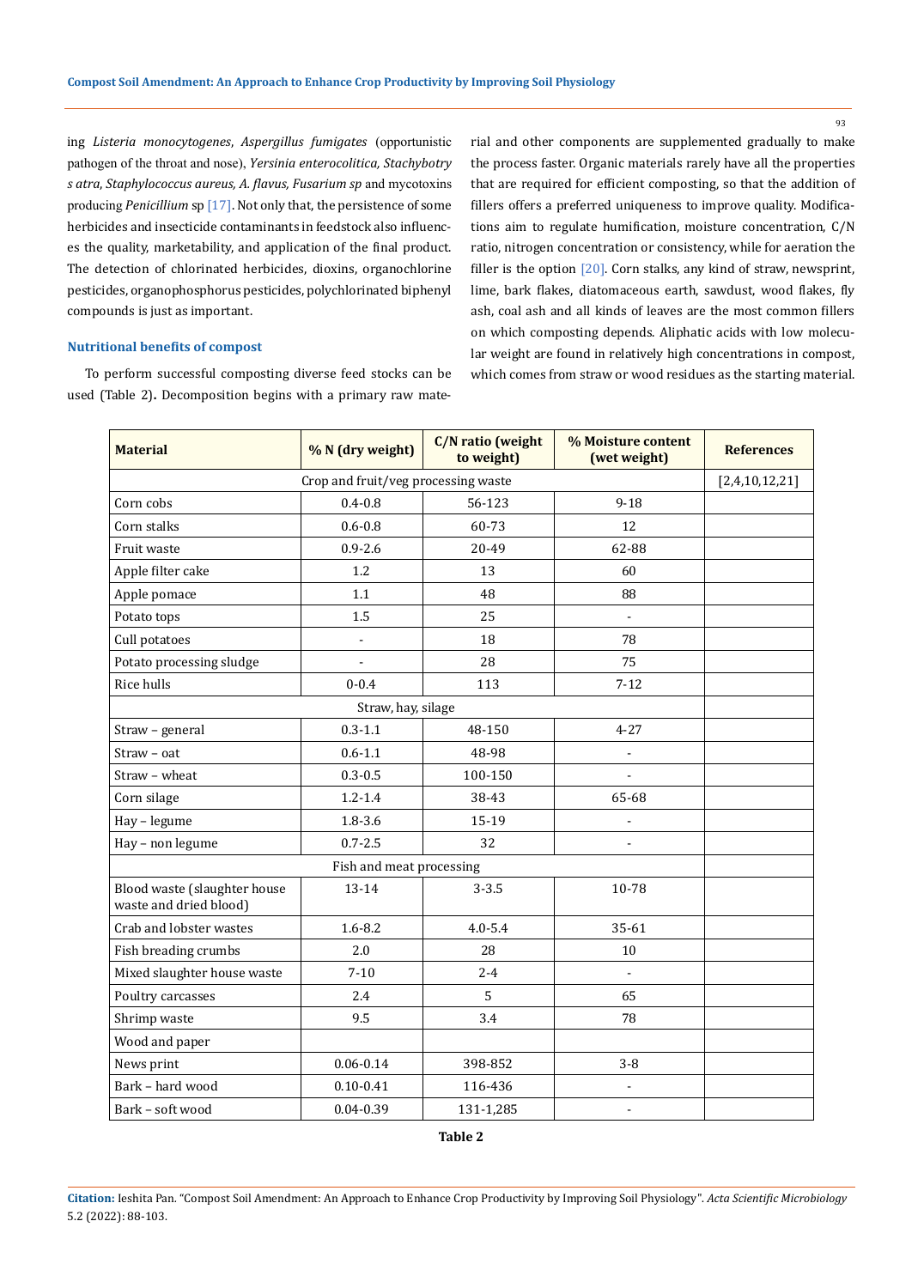ing *Listeria monocytogenes*, *Aspergillus fumigates* (opportunistic pathogen of the throat and nose), *Yersinia enterocolitica, Stachybotry s atra*, *Staphylococcus aureus, A. flavus, Fusarium sp* and mycotoxins producing *Penicillium* sp [17]. Not only that, the persistence of some herbicides and insecticide contaminants in feedstock also influences the quality, marketability, and application of the final product. The detection of chlorinated herbicides, dioxins, organochlorine pesticides, organophosphorus pesticides, polychlorinated biphenyl compounds is just as important.

### Nutritional benefits of compost

To perform successful composting diverse feed stocks can be used (Table 2). Decomposition begins with a primary raw material and other components are supplemented gradually to make the process faster. Organic materials rarely have all the properties that are required for efficient composting, so that the addition of fillers offers a preferred uniqueness to improve quality. Modifications aim to regulate humification, moisture concentration, C/N ratio, nitrogen concentration or consistency, while for aeration the filler is the option [20]. Corn stalks, any kind of straw, newsprint, lime, bark flakes, diatomaceous earth, sawdust, wood flakes, fly ash, coal ash and all kinds of leaves are the most common fillers on which composting depends. Aliphatic acids with low molecular weight are found in relatively high concentrations in compost, which comes from straw or wood residues as the starting material.

| Material | % N (dry weight) | C/N ratio (weight to weight) | % Moisture content (wet weight) | References |
|---|---|---|---|---|
| Crop and fruit/veg processing waste | | | | [2,4,10,12,21] |
| Corn cobs | 0.4-0.8 | 56-123 | 9-18 | |
| Corn stalks | 0.6-0.8 | 60-73 | 12 | |
| Fruit waste | 0.9-2.6 | 20-49 | 62-88 | |
| Apple filter cake | 1.2 | 13 | 60 | |
| Apple pomace | 1.1 | 48 | 88 | |
| Potato tops | 1.5 | 25 | - | |
| Cull potatoes | - | 18 | 78 | |
| Potato processing sludge | - | 28 | 75 | |
| Rice hulls | 0-0.4 | 113 | 7-12 | |
| Straw, hay, silage | | | | |
| Straw – general | 0.3-1.1 | 48-150 | 4-27 | |
| Straw – oat | 0.6-1.1 | 48-98 | - | |
| Straw – wheat | 0.3-0.5 | 100-150 | - | |
| Corn silage | 1.2-1.4 | 38-43 | 65-68 | |
| Hay – legume | 1.8-3.6 | 15-19 | - | |
| Hay – non legume | 0.7-2.5 | 32 | - | |
| Fish and meat processing | | | | |
| Blood waste (slaughter house waste and dried blood) | 13-14 | 3-3.5 | 10-78 | |
| Crab and lobster wastes | 1.6-8.2 | 4.0-5.4 | 35-61 | |
| Fish breading crumbs | 2.0 | 28 | 10 | |
| Mixed slaughter house waste | 7-10 | 2-4 | - | |
| Poultry carcasses | 2.4 | 5 | 65 | |
| Shrimp waste | 9.5 | 3.4 | 78 | |
| Wood and paper | | | | |
| News print | 0.06-0.14 | 398-852 | 3-8 | |
| Bark – hard wood | 0.10-0.41 | 116-436 | - | |
| Bark – soft wood | 0.04-0.39 | 131-1,285 | - | |

**Table 2**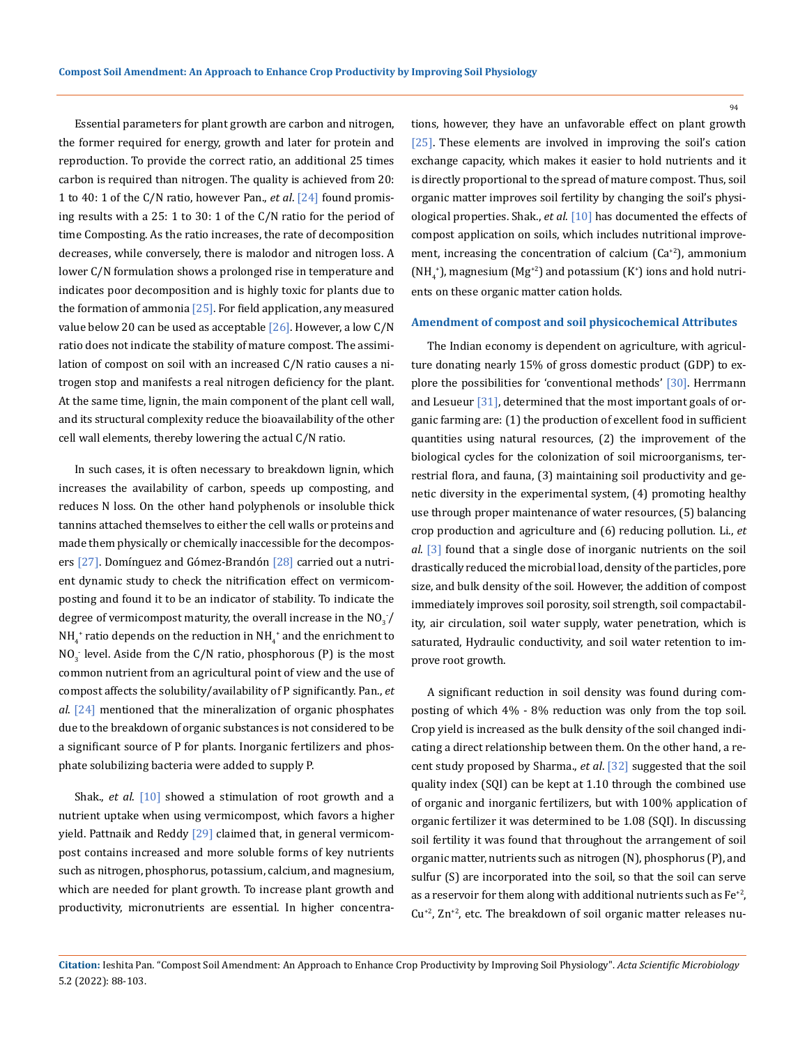Essential parameters for plant growth are carbon and nitrogen, the former required for energy, growth and later for protein and reproduction. To provide the correct ratio, an additional 25 times carbon is required than nitrogen. The quality is achieved from 20: 1 to 40: 1 of the C/N ratio, however Pan., *et al*. [24] found promising results with a 25: 1 to 30: 1 of the C/N ratio for the period of time Composting. As the ratio increases, the rate of decomposition decreases, while conversely, there is malodor and nitrogen loss. A lower C/N formulation shows a prolonged rise in temperature and indicates poor decomposition and is highly toxic for plants due to the formation of ammonia [25]. For field application, any measured value below 20 can be used as acceptable [26]. However, a low C/N ratio does not indicate the stability of mature compost. The assimilation of compost on soil with an increased C/N ratio causes a nitrogen stop and manifests a real nitrogen deficiency for the plant. At the same time, lignin, the main component of the plant cell wall, and its structural complexity reduce the bioavailability of the other cell wall elements, thereby lowering the actual C/N ratio.

In such cases, it is often necessary to breakdown lignin, which increases the availability of carbon, speeds up composting, and reduces N loss. On the other hand polyphenols or insoluble thick tannins attached themselves to either the cell walls or proteins and made them physically or chemically inaccessible for the decomposers [27]. Domínguez and Gómez-Brandón [28] carried out a nutrient dynamic study to check the nitrification effect on vermicomposting and found it to be an indicator of stability. To indicate the degree of vermicompost maturity, the overall increase in the $NO_3^-$/$NH_4^+$ ratio depends on the reduction in $NH_4^+$ and the enrichment to $NO_3^-$ level. Aside from the C/N ratio, phosphorous (P) is the most common nutrient from an agricultural point of view and the use of compost affects the solubility/availability of P significantly. Pan., *et al*. [24] mentioned that the mineralization of organic phosphates due to the breakdown of organic substances is not considered to be a significant source of P for plants. Inorganic fertilizers and phosphate solubilizing bacteria were added to supply P.

Shak., *et al*. [10] showed a stimulation of root growth and a nutrient uptake when using vermicompost, which favors a higher yield. Pattnaik and Reddy [29] claimed that, in general vermicompost contains increased and more soluble forms of key nutrients such as nitrogen, phosphorus, potassium, calcium, and magnesium, which are needed for plant growth. To increase plant growth and productivity, micronutrients are essential. In higher concentrations, however, they have an unfavorable effect on plant growth [25]. These elements are involved in improving the soil's cation exchange capacity, which makes it easier to hold nutrients and it is directly proportional to the spread of mature compost. Thus, soil organic matter improves soil fertility by changing the soil's physiological properties. Shak., *et al*. [10] has documented the effects of compost application on soils, which includes nutritional improvement, increasing the concentration of calcium ($Ca^{+2}$), ammonium ($NH_4^+$), magnesium ($Mg^{+2}$) and potassium ($K^+$) ions and hold nutrients on these organic matter cation holds.

### Amendment of compost and soil physicochemical Attributes

The Indian economy is dependent on agriculture, with agriculture donating nearly 15% of gross domestic product (GDP) to explore the possibilities for 'conventional methods' [30]. Herrmann and Lesueur [31], determined that the most important goals of organic farming are: (1) the production of excellent food in sufficient quantities using natural resources, (2) the improvement of the biological cycles for the colonization of soil microorganisms, terrestrial flora, and fauna, (3) maintaining soil productivity and genetic diversity in the experimental system, (4) promoting healthy use through proper maintenance of water resources, (5) balancing crop production and agriculture and (6) reducing pollution. Li., *et al*. [3] found that a single dose of inorganic nutrients on the soil drastically reduced the microbial load, density of the particles, pore size, and bulk density of the soil. However, the addition of compost immediately improves soil porosity, soil strength, soil compactability, air circulation, soil water supply, water penetration, which is saturated, Hydraulic conductivity, and soil water retention to improve root growth.

A significant reduction in soil density was found during composting of which 4% - 8% reduction was only from the top soil. Crop yield is increased as the bulk density of the soil changed indicating a direct relationship between them. On the other hand, a recent study proposed by Sharma., *et al*. [32] suggested that the soil quality index (SQI) can be kept at 1.10 through the combined use of organic and inorganic fertilizers, but with 100% application of organic fertilizer it was determined to be 1.08 (SQI). In discussing soil fertility it was found that throughout the arrangement of soil organic matter, nutrients such as nitrogen (N), phosphorus (P), and sulfur (S) are incorporated into the soil, so that the soil can serve as a reservoir for them along with additional nutrients such as $Fe^{+2}$, $Cu^{+2}$, $Zn^{+2}$, etc. The breakdown of soil organic matter releases nu-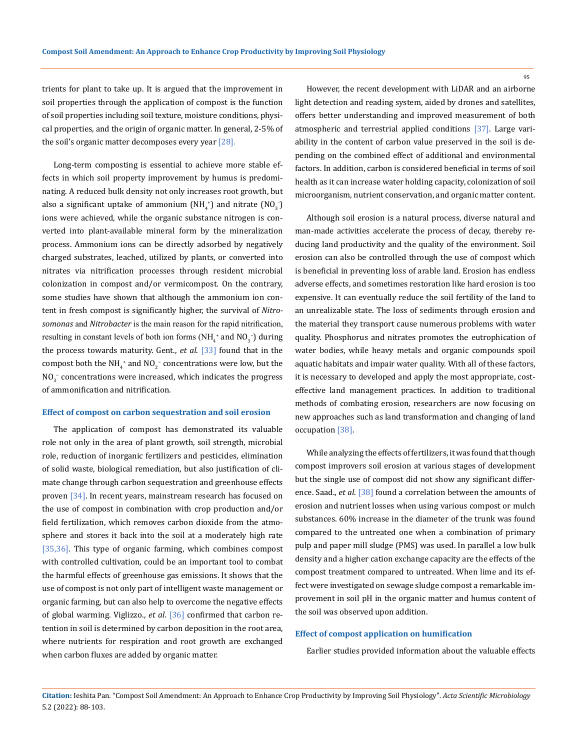trients for plant to take up. It is argued that the improvement in soil properties through the application of compost is the function of soil properties including soil texture, moisture conditions, physical properties, and the origin of organic matter. In general, 2-5% of the soil's organic matter decomposes every year [28].

Long-term composting is essential to achieve more stable effects in which soil property improvement by humus is predominating. A reduced bulk density not only increases root growth, but also a significant uptake of ammonium ($NH_4^+$) and nitrate ($NO_3^-$) ions were achieved, while the organic substance nitrogen is converted into plant-available mineral form by the mineralization process. Ammonium ions can be directly adsorbed by negatively charged substrates, leached, utilized by plants, or converted into nitrates via nitrification processes through resident microbial colonization in compost and/or vermicompost. On the contrary, some studies have shown that although the ammonium ion content in fresh compost is significantly higher, the survival of *Nitrosomonas* and *Nitrobacter* is the main reason for the rapid nitrification, resulting in constant levels of both ion forms ($NH_4^+$ and $NO_3^-$) during the process towards maturity. Gent., *et al*. [33] found that in the compost both the $NH_4^+$ and $NO_2^-$ concentrations were low, but the $NO_3^-$ concentrations were increased, which indicates the progress of ammonification and nitrification.

### Effect of compost on carbon sequestration and soil erosion

The application of compost has demonstrated its valuable role not only in the area of plant growth, soil strength, microbial role, reduction of inorganic fertilizers and pesticides, elimination of solid waste, biological remediation, but also justification of climate change through carbon sequestration and greenhouse effects proven [34]. In recent years, mainstream research has focused on the use of compost in combination with crop production and/or field fertilization, which removes carbon dioxide from the atmosphere and stores it back into the soil at a moderately high rate [35,36]. This type of organic farming, which combines compost with controlled cultivation, could be an important tool to combat the harmful effects of greenhouse gas emissions. It shows that the use of compost is not only part of intelligent waste management or organic farming, but can also help to overcome the negative effects of global warming. Viglizzo., *et al*. [36] confirmed that carbon retention in soil is determined by carbon deposition in the root area, where nutrients for respiration and root growth are exchanged when carbon fluxes are added by organic matter.

However, the recent development with LiDAR and an airborne light detection and reading system, aided by drones and satellites, offers better understanding and improved measurement of both atmospheric and terrestrial applied conditions [37]. Large variability in the content of carbon value preserved in the soil is depending on the combined effect of additional and environmental factors. In addition, carbon is considered beneficial in terms of soil health as it can increase water holding capacity, colonization of soil microorganism, nutrient conservation, and organic matter content.

Although soil erosion is a natural process, diverse natural and man-made activities accelerate the process of decay, thereby reducing land productivity and the quality of the environment. Soil erosion can also be controlled through the use of compost which is beneficial in preventing loss of arable land. Erosion has endless adverse effects, and sometimes restoration like hard erosion is too expensive. It can eventually reduce the soil fertility of the land to an unrealizable state. The loss of sediments through erosion and the material they transport cause numerous problems with water quality. Phosphorus and nitrates promotes the eutrophication of water bodies, while heavy metals and organic compounds spoil aquatic habitats and impair water quality. With all of these factors, it is necessary to developed and apply the most appropriate, cost-effective land management practices. In addition to traditional methods of combating erosion, researchers are now focusing on new approaches such as land transformation and changing of land occupation [38].

While analyzing the effects of fertilizers, it was found that though compost improvers soil erosion at various stages of development but the single use of compost did not show any significant difference. Saad., *et al*. [38] found a correlation between the amounts of erosion and nutrient losses when using various compost or mulch substances. 60% increase in the diameter of the trunk was found compared to the untreated one when a combination of primary pulp and paper mill sludge (PMS) was used. In parallel a low bulk density and a higher cation exchange capacity are the effects of the compost treatment compared to untreated. When lime and its effect were investigated on sewage sludge compost a remarkable improvement in soil pH in the organic matter and humus content of the soil was observed upon addition.

### Effect of compost application on humification

Earlier studies provided information about the valuable effects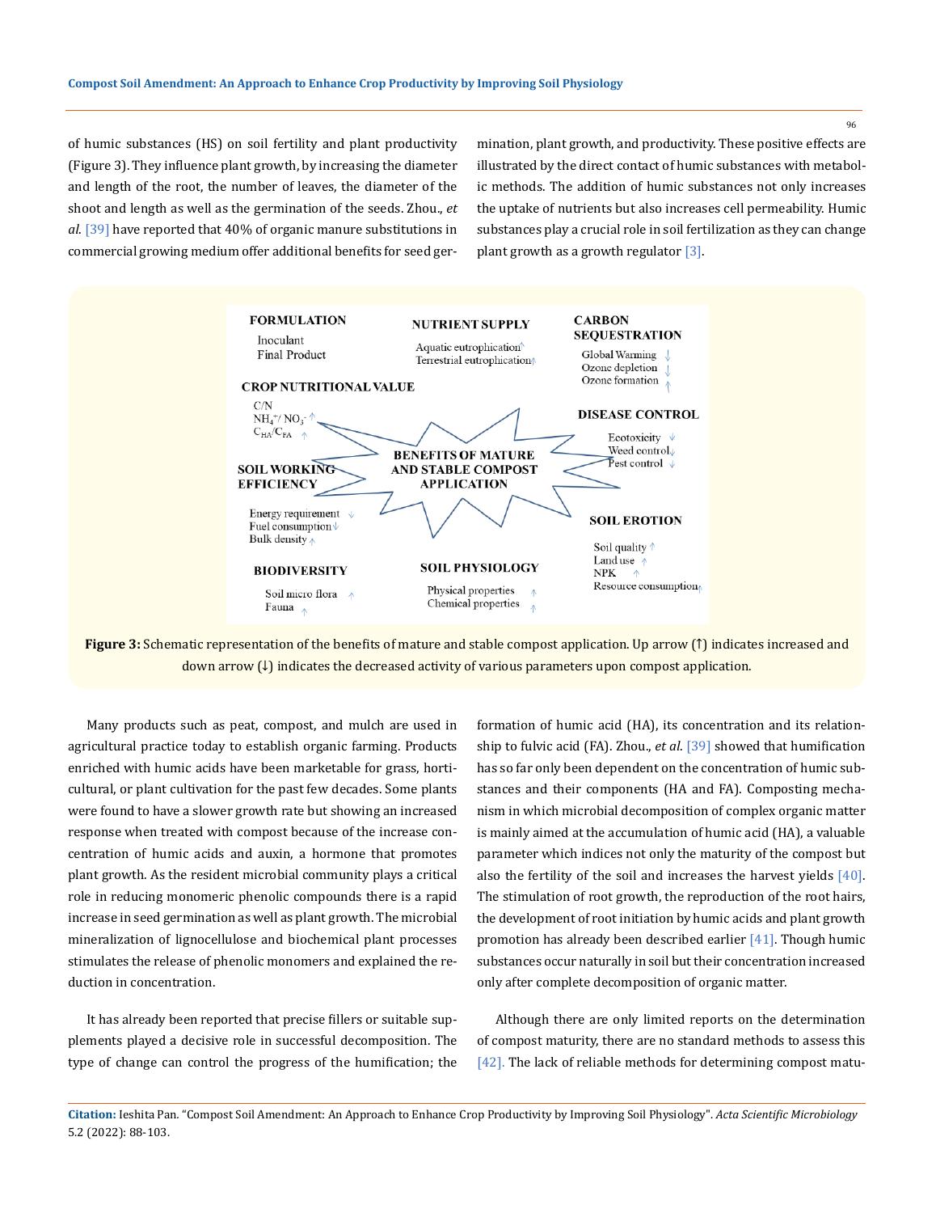of humic substances (HS) on soil fertility and plant productivity (Figure 3). They influence plant growth, by increasing the diameter and length of the root, the number of leaves, the diameter of the shoot and length as well as the germination of the seeds. Zhou., *et al.* [39] have reported that 40% of organic manure substitutions in commercial growing medium offer additional benefits for seed germination, plant growth, and productivity. These positive effects are illustrated by the direct contact of humic substances with metabolic methods. The addition of humic substances not only increases the uptake of nutrients but also increases cell permeability. Humic substances play a crucial role in soil fertilization as they can change plant growth as a growth regulator [3].

**Figure 3:** Schematic representation of the benefits of mature and stable compost application. Up arrow (↑) indicates increased and down arrow (↓) indicates the decreased activity of various parameters upon compost application.

Many products such as peat, compost, and mulch are used in agricultural practice today to establish organic farming. Products enriched with humic acids have been marketable for grass, horticultural, or plant cultivation for the past few decades. Some plants were found to have a slower growth rate but showing an increased response when treated with compost because of the increase concentration of humic acids and auxin, a hormone that promotes plant growth. As the resident microbial community plays a critical role in reducing monomeric phenolic compounds there is a rapid increase in seed germination as well as plant growth. The microbial mineralization of lignocellulose and biochemical plant processes stimulates the release of phenolic monomers and explained the reduction in concentration.

It has already been reported that precise fillers or suitable supplements played a decisive role in successful decomposition. The type of change can control the progress of the humification; the formation of humic acid (HA), its concentration and its relationship to fulvic acid (FA). Zhou., *et al.* [39] showed that humification has so far only been dependent on the concentration of humic substances and their components (HA and FA). Composting mechanism in which microbial decomposition of complex organic matter is mainly aimed at the accumulation of humic acid (HA), a valuable parameter which indices not only the maturity of the compost but also the fertility of the soil and increases the harvest yields [40]. The stimulation of root growth, the reproduction of the root hairs, the development of root initiation by humic acids and plant growth promotion has already been described earlier [41]. Though humic substances occur naturally in soil but their concentration increased only after complete decomposition of organic matter.

Although there are only limited reports on the determination of compost maturity, there are no standard methods to assess this [42]. The lack of reliable methods for determining compost matu-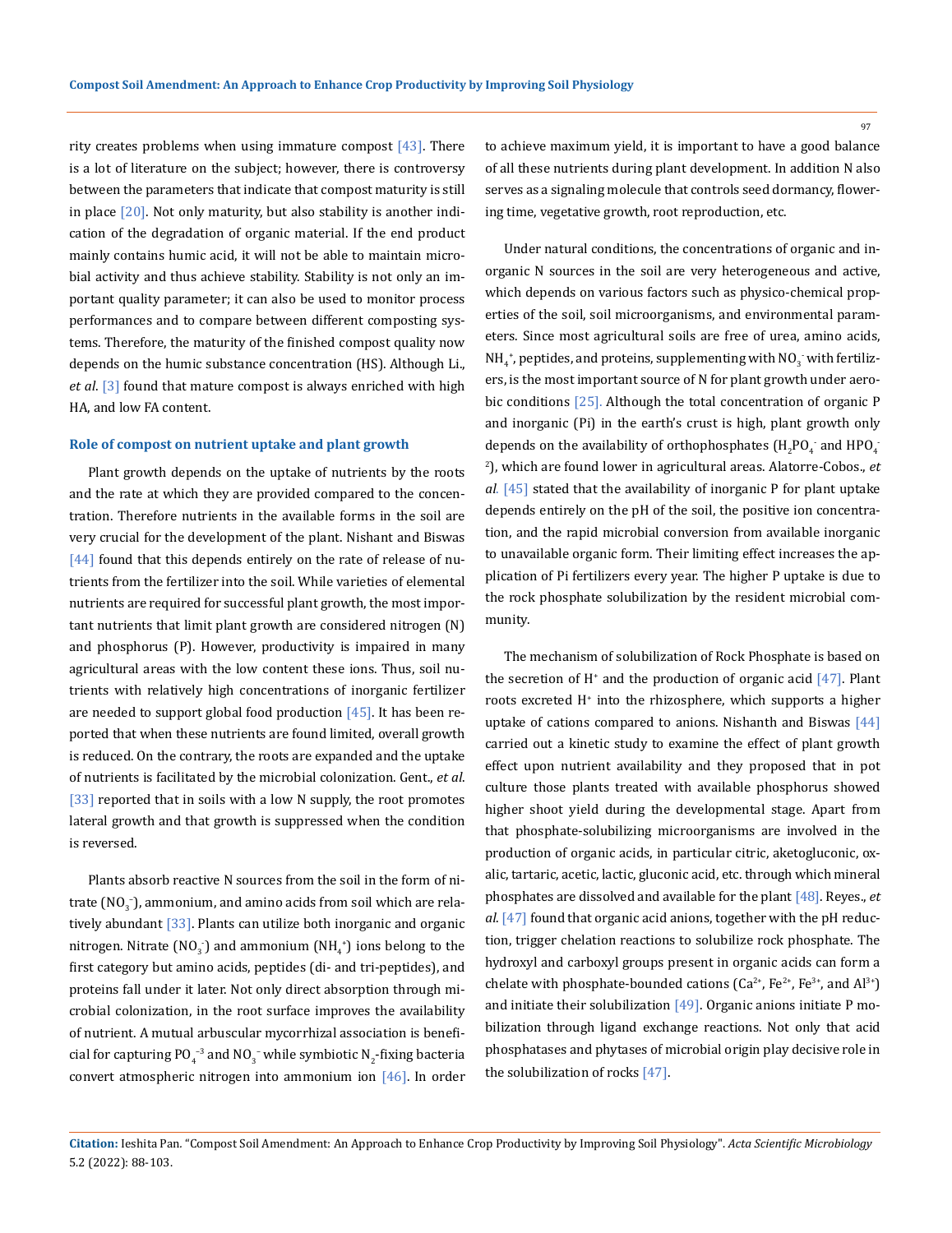rity creates problems when using immature compost [43]. There is a lot of literature on the subject; however, there is controversy between the parameters that indicate that compost maturity is still in place [20]. Not only maturity, but also stability is another indication of the degradation of organic material. If the end product mainly contains humic acid, it will not be able to maintain microbial activity and thus achieve stability. Stability is not only an important quality parameter; it can also be used to monitor process performances and to compare between different composting systems. Therefore, the maturity of the finished compost quality now depends on the humic substance concentration (HS). Although Li., *et al*. [3] found that mature compost is always enriched with high HA, and low FA content.

### Role of compost on nutrient uptake and plant growth

Plant growth depends on the uptake of nutrients by the roots and the rate at which they are provided compared to the concentration. Therefore nutrients in the available forms in the soil are very crucial for the development of the plant. Nishant and Biswas [44] found that this depends entirely on the rate of release of nutrients from the fertilizer into the soil. While varieties of elemental nutrients are required for successful plant growth, the most important nutrients that limit plant growth are considered nitrogen (N) and phosphorus (P). However, productivity is impaired in many agricultural areas with the low content these ions. Thus, soil nutrients with relatively high concentrations of inorganic fertilizer are needed to support global food production [45]. It has been reported that when these nutrients are found limited, overall growth is reduced. On the contrary, the roots are expanded and the uptake of nutrients is facilitated by the microbial colonization. Gent., *et al*. [33] reported that in soils with a low N supply, the root promotes lateral growth and that growth is suppressed when the condition is reversed.

Plants absorb reactive N sources from the soil in the form of nitrate ($NO_3^-$), ammonium, and amino acids from soil which are relatively abundant [33]. Plants can utilize both inorganic and organic nitrogen. Nitrate ($NO_3^-$) and ammonium ($NH_4^+$) ions belong to the first category but amino acids, peptides (di- and tri-peptides), and proteins fall under it later. Not only direct absorption through microbial colonization, in the root surface improves the availability of nutrient. A mutual arbuscular mycorrhizal association is beneficial for capturing $PO_4^{-3}$ and $NO_3^-$ while symbiotic $N_2$-fixing bacteria convert atmospheric nitrogen into ammonium ion [46]. In order to achieve maximum yield, it is important to have a good balance of all these nutrients during plant development. In addition N also serves as a signaling molecule that controls seed dormancy, flowering time, vegetative growth, root reproduction, etc.

Under natural conditions, the concentrations of organic and inorganic N sources in the soil are very heterogeneous and active, which depends on various factors such as physico-chemical properties of the soil, soil microorganisms, and environmental parameters. Since most agricultural soils are free of urea, amino acids, $NH_4^+$, peptides, and proteins, supplementing with $NO_3^-$ with fertilizers, is the most important source of N for plant growth under aerobic conditions [25]. Although the total concentration of organic P and inorganic (Pi) in the earth's crust is high, plant growth only depends on the availability of orthophosphates ($H_2PO_4^-$ and $HPO_4^{-2}$), which are found lower in agricultural areas. Alatorre-Cobos., *et al*. [45] stated that the availability of inorganic P for plant uptake depends entirely on the pH of the soil, the positive ion concentration, and the rapid microbial conversion from available inorganic to unavailable organic form. Their limiting effect increases the application of Pi fertilizers every year. The higher P uptake is due to the rock phosphate solubilization by the resident microbial community.

The mechanism of solubilization of Rock Phosphate is based on the secretion of $H^+$ and the production of organic acid [47]. Plant roots excreted $H^+$ into the rhizosphere, which supports a higher uptake of cations compared to anions. Nishanth and Biswas [44] carried out a kinetic study to examine the effect of plant growth effect upon nutrient availability and they proposed that in pot culture those plants treated with available phosphorus showed higher shoot yield during the developmental stage. Apart from that phosphate-solubilizing microorganisms are involved in the production of organic acids, in particular citric, aketogluconic, oxalic, tartaric, acetic, lactic, gluconic acid, etc. through which mineral phosphates are dissolved and available for the plant [48]. Reyes., *et al*. [47] found that organic acid anions, together with the pH reduction, trigger chelation reactions to solubilize rock phosphate. The hydroxyl and carboxyl groups present in organic acids can form a chelate with phosphate-bounded cations ($Ca^{2+}$, $Fe^{2+}$, $Fe^{3+}$, and $Al^{3+}$) and initiate their solubilization [49]. Organic anions initiate P mobilization through ligand exchange reactions. Not only that acid phosphatases and phytases of microbial origin play decisive role in the solubilization of rocks [47].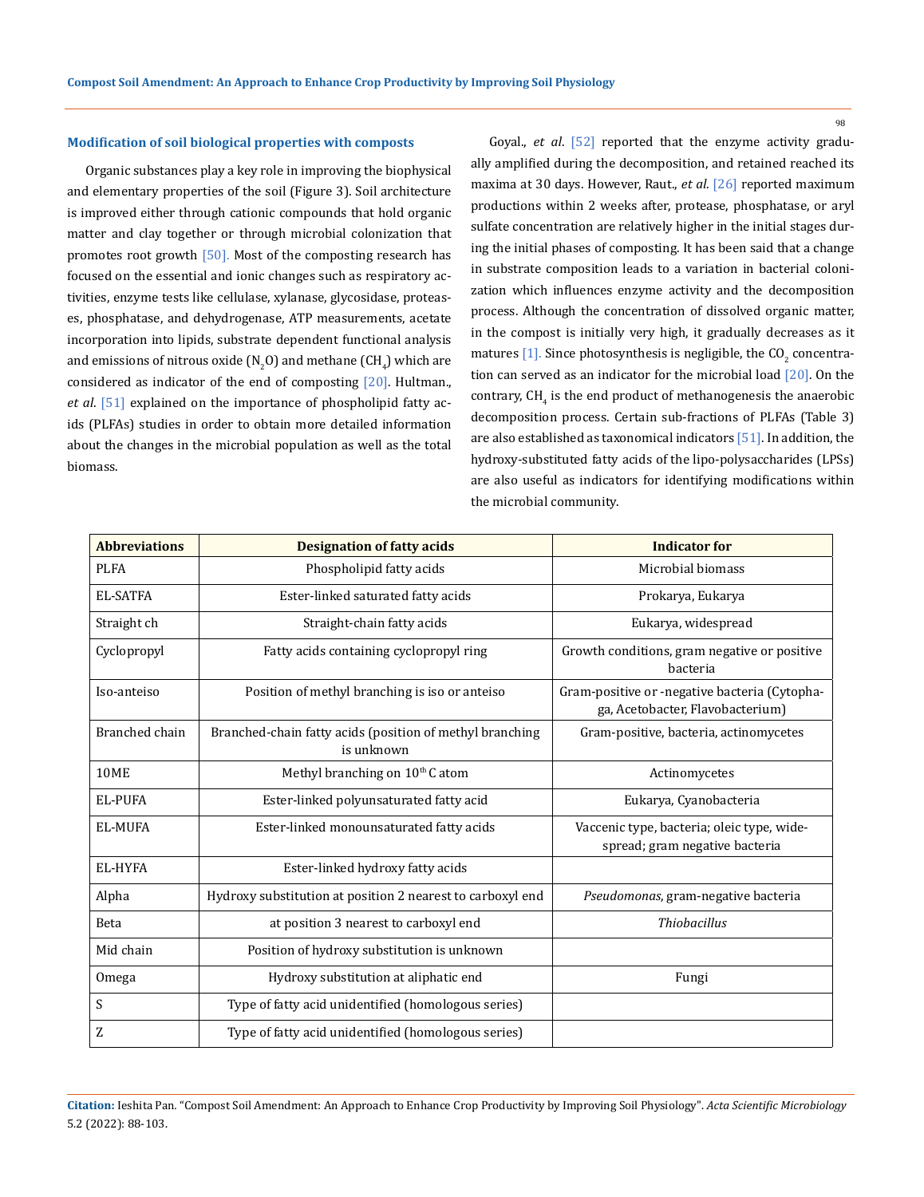### Modification of soil biological properties with composts

Organic substances play a key role in improving the biophysical and elementary properties of the soil (Figure 3). Soil architecture is improved either through cationic compounds that hold organic matter and clay together or through microbial colonization that promotes root growth [50]. Most of the composting research has focused on the essential and ionic changes such as respiratory activities, enzyme tests like cellulase, xylanase, glycosidase, proteases, phosphatase, and dehydrogenase, ATP measurements, acetate incorporation into lipids, substrate dependent functional analysis and emissions of nitrous oxide ($N_2O$) and methane ($CH_4$) which are considered as indicator of the end of composting [20]. Hultman., *et al*. [51] explained on the importance of phospholipid fatty acids (PLFAs) studies in order to obtain more detailed information about the changes in the microbial population as well as the total biomass.

Goyal., *et al*. [52] reported that the enzyme activity gradually amplified during the decomposition, and retained reached its maxima at 30 days. However, Raut., *et al*. [26] reported maximum productions within 2 weeks after, protease, phosphatase, or aryl sulfate concentration are relatively higher in the initial stages during the initial phases of composting. It has been said that a change in substrate composition leads to a variation in bacterial colonization which influences enzyme activity and the decomposition process. Although the concentration of dissolved organic matter, in the compost is initially very high, it gradually decreases as it matures [1]. Since photosynthesis is negligible, the $CO_2$ concentration can served as an indicator for the microbial load [20]. On the contrary, $CH_4$ is the end product of methanogenesis the anaerobic decomposition process. Certain sub-fractions of PLFAs (Table 3) are also established as taxonomical indicators [51]. In addition, the hydroxy-substituted fatty acids of the lipo-polysaccharides (LPSs) are also useful as indicators for identifying modifications within the microbial community.

| Abbreviations | Designation of fatty acids | Indicator for |
|---|---|---|
| PLFA | Phospholipid fatty acids | Microbial biomass |
| EL-SATFA | Ester-linked saturated fatty acids | Prokarya, Eukarya |
| Straight ch | Straight-chain fatty acids | Eukarya, widespread |
| Cyclopropyl | Fatty acids containing cyclopropyl ring | Growth conditions, gram negative or positive bacteria |
| Iso-anteiso | Position of methyl branching is iso or anteiso | Gram-positive or -negative bacteria (Cytophaga, Acetobacter, Flavobacterium) |
| Branched chain | Branched-chain fatty acids (position of methyl branching is unknown | Gram-positive, bacteria, actinomycetes |
| 10ME | Methyl branching on $10^{th}$ C atom | Actinomycetes |
| EL-PUFA | Ester-linked polyunsaturated fatty acid | Eukarya, Cyanobacteria |
| EL-MUFA | Ester-linked monounsaturated fatty acids | Vaccenic type, bacteria; oleic type, widespread; gram negative bacteria |
| EL-HYFA | Ester-linked hydroxy fatty acids | |
| Alpha | Hydroxy substitution at position 2 nearest to carboxyl end | *Pseudomonas*, gram-negative bacteria |
| Beta | at position 3 nearest to carboxyl end | *Thiobacillus* |
| Mid chain | Position of hydroxy substitution is unknown | |
| Omega | Hydroxy substitution at aliphatic end | Fungi |
| S | Type of fatty acid unidentified (homologous series) | |
| Z | Type of fatty acid unidentified (homologous series) | |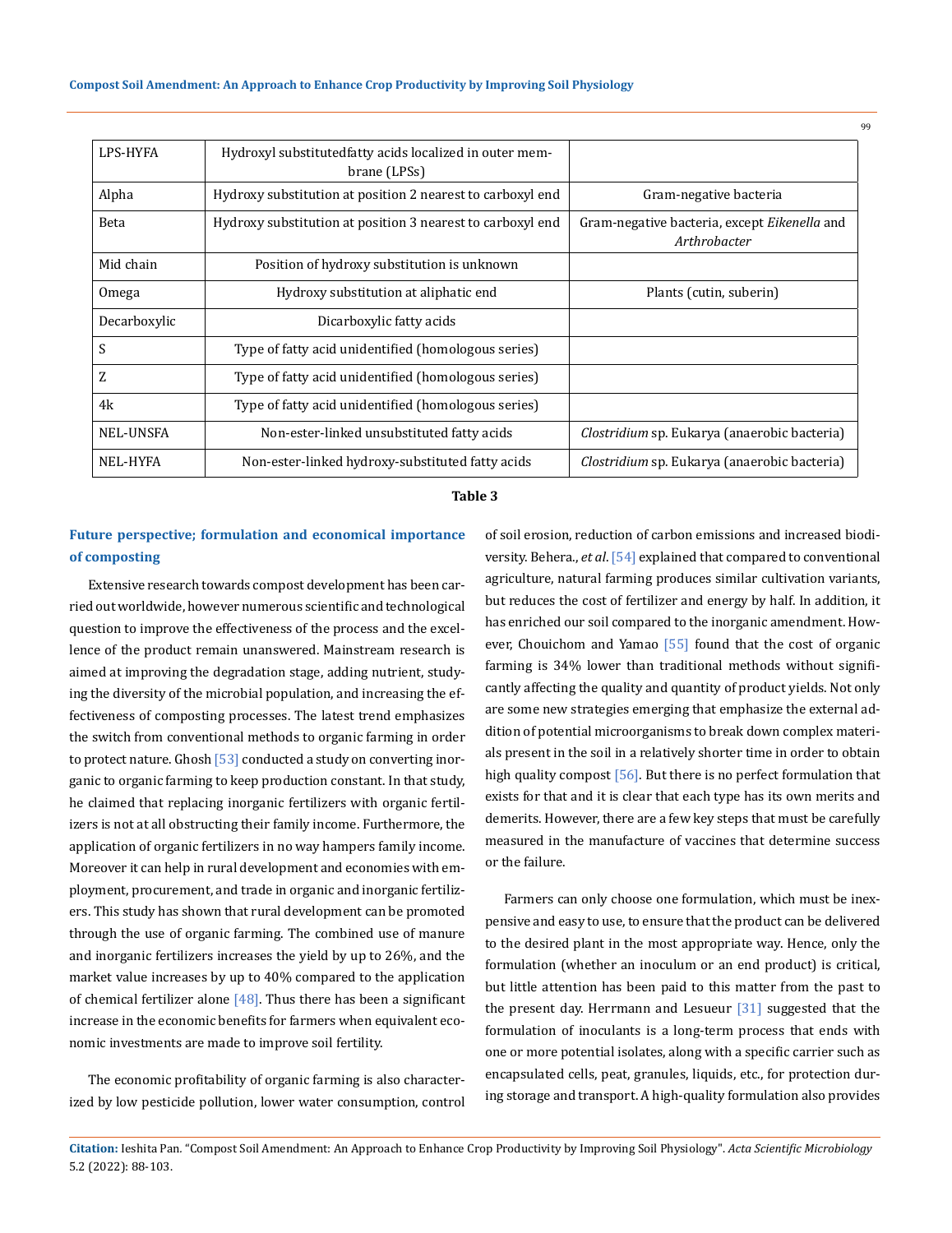| LPS-HYFA | Hydroxyl substitutedfatty acids localized in outer membrane (LPSs) | |
|---|---|---|
| Alpha | Hydroxy substitution at position 2 nearest to carboxyl end | Gram-negative bacteria |
| Beta | Hydroxy substitution at position 3 nearest to carboxyl end | Gram-negative bacteria, except *Eikenella* and *Arthrobacter* |
| Mid chain | Position of hydroxy substitution is unknown | |
| Omega | Hydroxy substitution at aliphatic end | Plants (cutin, suberin) |
| Decarboxylic | Dicarboxylic fatty acids | |
| S | Type of fatty acid unidentified (homologous series) | |
| Z | Type of fatty acid unidentified (homologous series) | |
| 4k | Type of fatty acid unidentified (homologous series) | |
| NEL-UNSFA | Non-ester-linked unsubstituted fatty acids | *Clostridium* sp. Eukarya (anaerobic bacteria) |
| NEL-HYFA | Non-ester-linked hydroxy-substituted fatty acids | *Clostridium* sp. Eukarya (anaerobic bacteria) |

**Table 3**

## Future perspective; formulation and economical importance of composting

Extensive research towards compost development has been carried out worldwide, however numerous scientific and technological question to improve the effectiveness of the process and the excellence of the product remain unanswered. Mainstream research is aimed at improving the degradation stage, adding nutrient, studying the diversity of the microbial population, and increasing the effectiveness of composting processes. The latest trend emphasizes the switch from conventional methods to organic farming in order to protect nature. Ghosh [53] conducted a study on converting inorganic to organic farming to keep production constant. In that study, he claimed that replacing inorganic fertilizers with organic fertilizers is not at all obstructing their family income. Furthermore, the application of organic fertilizers in no way hampers family income. Moreover it can help in rural development and economies with employment, procurement, and trade in organic and inorganic fertilizers. This study has shown that rural development can be promoted through the use of organic farming. The combined use of manure and inorganic fertilizers increases the yield by up to 26%, and the market value increases by up to 40% compared to the application of chemical fertilizer alone [48]. Thus there has been a significant increase in the economic benefits for farmers when equivalent economic investments are made to improve soil fertility.

The economic profitability of organic farming is also characterized by low pesticide pollution, lower water consumption, control of soil erosion, reduction of carbon emissions and increased biodiversity. Behera., *et al*. [54] explained that compared to conventional agriculture, natural farming produces similar cultivation variants, but reduces the cost of fertilizer and energy by half. In addition, it has enriched our soil compared to the inorganic amendment. However, Chouichom and Yamao [55] found that the cost of organic farming is 34% lower than traditional methods without significantly affecting the quality and quantity of product yields. Not only are some new strategies emerging that emphasize the external addition of potential microorganisms to break down complex materials present in the soil in a relatively shorter time in order to obtain high quality compost [56]. But there is no perfect formulation that exists for that and it is clear that each type has its own merits and demerits. However, there are a few key steps that must be carefully measured in the manufacture of vaccines that determine success or the failure.

Farmers can only choose one formulation, which must be inexpensive and easy to use, to ensure that the product can be delivered to the desired plant in the most appropriate way. Hence, only the formulation (whether an inoculum or an end product) is critical, but little attention has been paid to this matter from the past to the present day. Herrmann and Lesueur [31] suggested that the formulation of inoculants is a long-term process that ends with one or more potential isolates, along with a specific carrier such as encapsulated cells, peat, granules, liquids, etc., for protection during storage and transport. A high-quality formulation also provides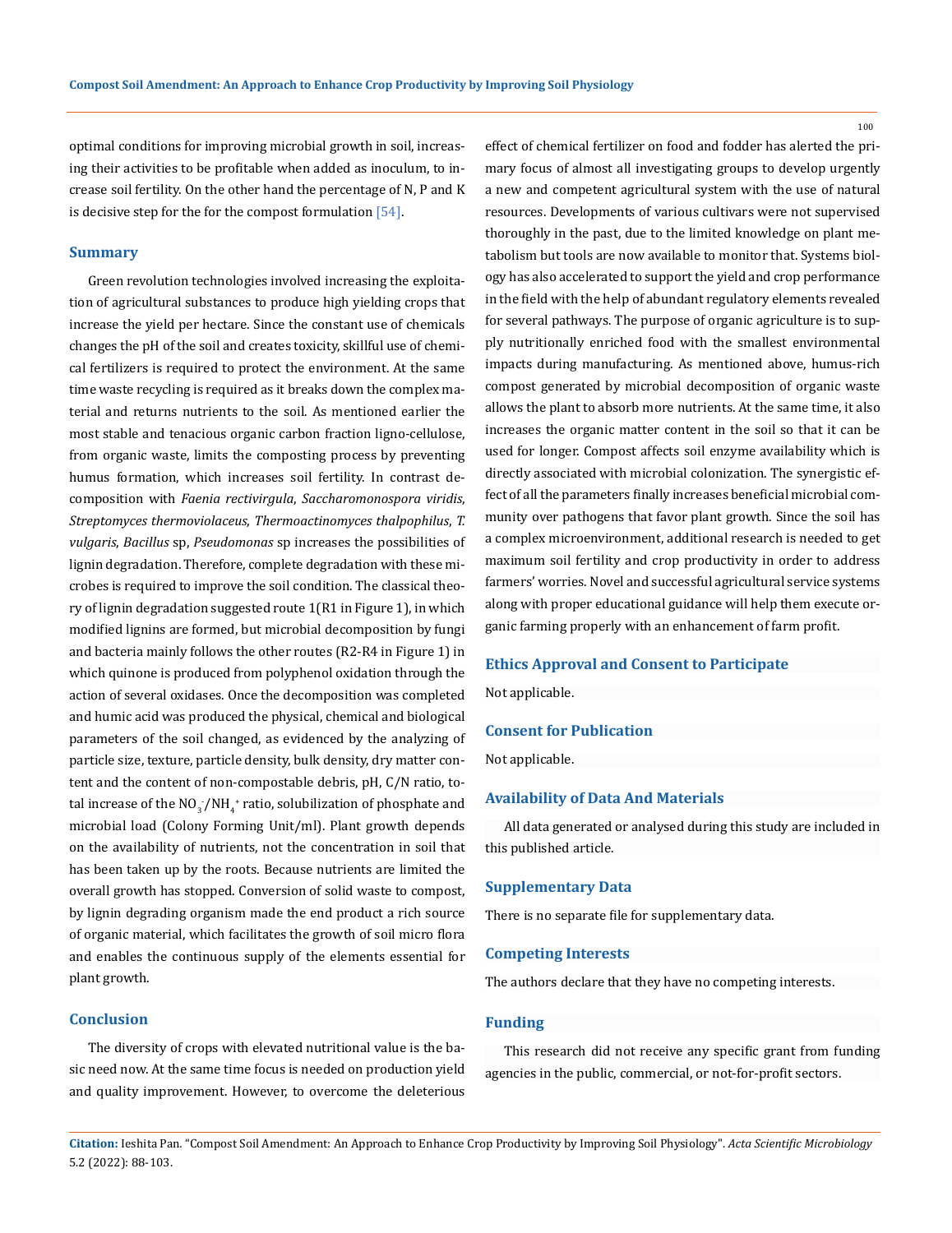optimal conditions for improving microbial growth in soil, increasing their activities to be profitable when added as inoculum, to increase soil fertility. On the other hand the percentage of N, P and K is decisive step for the for the compost formulation [54].

## Summary

Green revolution technologies involved increasing the exploitation of agricultural substances to produce high yielding crops that increase the yield per hectare. Since the constant use of chemicals changes the pH of the soil and creates toxicity, skillful use of chemical fertilizers is required to protect the environment. At the same time waste recycling is required as it breaks down the complex material and returns nutrients to the soil. As mentioned earlier the most stable and tenacious organic carbon fraction ligno-cellulose, from organic waste, limits the composting process by preventing humus formation, which increases soil fertility. In contrast decomposition with *Faenia rectivirgula*, *Saccharomonospora viridis*, *Streptomyces thermoviolaceus*, *Thermoactinomyces thalpophilus*, *T. vulgaris*, *Bacillus* sp, *Pseudomonas* sp increases the possibilities of lignin degradation. Therefore, complete degradation with these microbes is required to improve the soil condition. The classical theory of lignin degradation suggested route 1(R1 in Figure 1), in which modified lignins are formed, but microbial decomposition by fungi and bacteria mainly follows the other routes (R2-R4 in Figure 1) in which quinone is produced from polyphenol oxidation through the action of several oxidases. Once the decomposition was completed and humic acid was produced the physical, chemical and biological parameters of the soil changed, as evidenced by the analyzing of particle size, texture, particle density, bulk density, dry matter content and the content of non-compostable debris, pH, C/N ratio, total increase of the $NO_3^-/NH_4^+$ ratio, solubilization of phosphate and microbial load (Colony Forming Unit/ml). Plant growth depends on the availability of nutrients, not the concentration in soil that has been taken up by the roots. Because nutrients are limited the overall growth has stopped. Conversion of solid waste to compost, by lignin degrading organism made the end product a rich source of organic material, which facilitates the growth of soil micro flora and enables the continuous supply of the elements essential for plant growth.

## Conclusion

The diversity of crops with elevated nutritional value is the basic need now. At the same time focus is needed on production yield and quality improvement. However, to overcome the deleterious effect of chemical fertilizer on food and fodder has alerted the primary focus of almost all investigating groups to develop urgently a new and competent agricultural system with the use of natural resources. Developments of various cultivars were not supervised thoroughly in the past, due to the limited knowledge on plant metabolism but tools are now available to monitor that. Systems biology has also accelerated to support the yield and crop performance in the field with the help of abundant regulatory elements revealed for several pathways. The purpose of organic agriculture is to supply nutritionally enriched food with the smallest environmental impacts during manufacturing. As mentioned above, humus-rich compost generated by microbial decomposition of organic waste allows the plant to absorb more nutrients. At the same time, it also increases the organic matter content in the soil so that it can be used for longer. Compost affects soil enzyme availability which is directly associated with microbial colonization. The synergistic effect of all the parameters finally increases beneficial microbial community over pathogens that favor plant growth. Since the soil has a complex microenvironment, additional research is needed to get maximum soil fertility and crop productivity in order to address farmers' worries. Novel and successful agricultural service systems along with proper educational guidance will help them execute organic farming properly with an enhancement of farm profit.

## Ethics Approval and Consent to Participate

Not applicable.

## Consent for Publication

Not applicable.

## Availability of Data And Materials

All data generated or analysed during this study are included in this published article.

## Supplementary Data

There is no separate file for supplementary data.

## Competing Interests

The authors declare that they have no competing interests.

## Funding

This research did not receive any specific grant from funding agencies in the public, commercial, or not-for-profit sectors.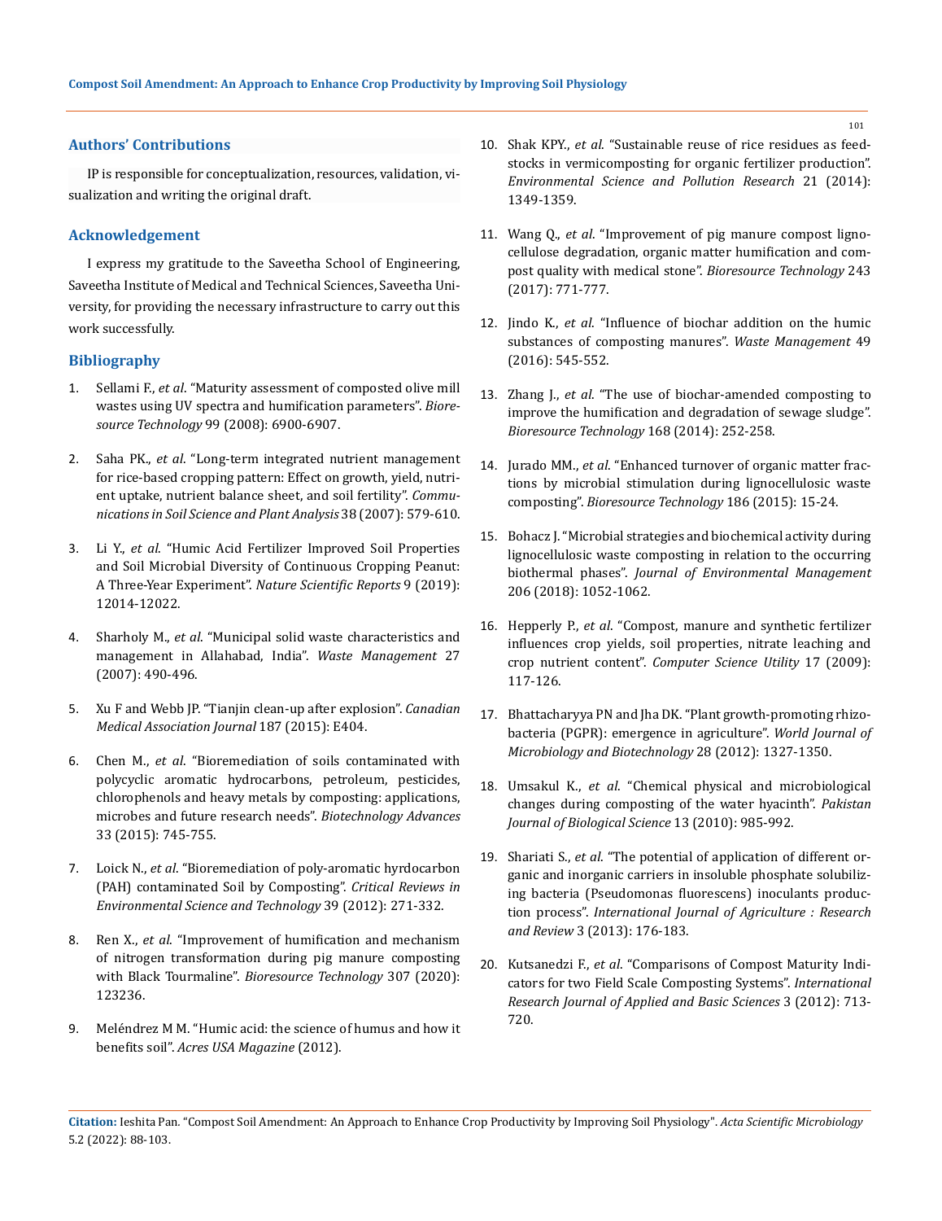### Authors' Contributions

IP is responsible for conceptualization, resources, validation, visualization and writing the original draft.

### Acknowledgement

I express my gratitude to the Saveetha School of Engineering, Saveetha Institute of Medical and Technical Sciences, Saveetha University, for providing the necessary infrastructure to carry out this work successfully.

### Bibliography

1. Sellami F., *et al*. "Maturity assessment of composted olive mill wastes using UV spectra and humification parameters". *Bioresource Technology* 99 (2008): 6900-6907.
2. Saha PK., *et al*. "Long-term integrated nutrient management for rice-based cropping pattern: Effect on growth, yield, nutrient uptake, nutrient balance sheet, and soil fertility". *Communications in Soil Science and Plant Analysis* 38 (2007): 579-610.
3. Li Y., *et al.* "Humic Acid Fertilizer Improved Soil Properties and Soil Microbial Diversity of Continuous Cropping Peanut: A Three-Year Experiment". *Nature Scientific Reports* 9 (2019): 12014-12022.
4. Sharholy M., *et al*. "Municipal solid waste characteristics and management in Allahabad, India". *Waste Management* 27 (2007): 490-496.
5. Xu F and Webb JP. "Tianjin clean-up after explosion". *Canadian Medical Association Journal* 187 (2015): E404.
6. Chen M., *et al*. "Bioremediation of soils contaminated with polycyclic aromatic hydrocarbons, petroleum, pesticides, chlorophenols and heavy metals by composting: applications, microbes and future research needs". *Biotechnology Advances* 33 (2015): 745-755.
7. Loick N., *et al*. "Bioremediation of poly-aromatic hyrdocarbon (PAH) contaminated Soil by Composting". *Critical Reviews in Environmental Science and Technology* 39 (2012): 271-332.
8. Ren X., *et al*. "Improvement of humification and mechanism of nitrogen transformation during pig manure composting with Black Tourmaline". *Bioresource Technology* 307 (2020): 123236.
9. Meléndrez M M. "Humic acid: the science of humus and how it benefits soil". *Acres USA Magazine* (2012).
10. Shak KPY., *et al*. "Sustainable reuse of rice residues as feedstocks in vermicomposting for organic fertilizer production". *Environmental Science and Pollution Research* 21 (2014): 1349-1359.
11. Wang Q., *et al*. "Improvement of pig manure compost lignocellulose degradation, organic matter humification and compost quality with medical stone". *Bioresource Technology* 243 (2017): 771-777.
12. Jindo K., *et al*. "Influence of biochar addition on the humic substances of composting manures". *Waste Management* 49 (2016): 545-552.
13. Zhang J., *et al*. "The use of biochar-amended composting to improve the humification and degradation of sewage sludge". *Bioresource Technology* 168 (2014): 252-258.
14. Jurado MM., *et al*. "Enhanced turnover of organic matter fractions by microbial stimulation during lignocellulosic waste composting". *Bioresource Technology* 186 (2015): 15-24.
15. Bohacz J. "Microbial strategies and biochemical activity during lignocellulosic waste composting in relation to the occurring biothermal phases". *Journal of Environmental Management* 206 (2018): 1052-1062.
16. Hepperly P., *et al*. "Compost, manure and synthetic fertilizer influences crop yields, soil properties, nitrate leaching and crop nutrient content". *Computer Science Utility* 17 (2009): 117-126.
17. Bhattacharyya PN and Jha DK. "Plant growth-promoting rhizobacteria (PGPR): emergence in agriculture". *World Journal of Microbiology and Biotechnology* 28 (2012): 1327-1350.
18. Umsakul K., *et al*. "Chemical physical and microbiological changes during composting of the water hyacinth". *Pakistan Journal of Biological Science* 13 (2010): 985-992.
19. Shariati S., *et al*. "The potential of application of different organic and inorganic carriers in insoluble phosphate solubilizing bacteria (Pseudomonas fluorescens) inoculants production process". *International Journal of Agriculture : Research and Review* 3 (2013): 176-183.
20. Kutsanedzi F., *et al*. "Comparisons of Compost Maturity Indicators for two Field Scale Composting Systems". *International Research Journal of Applied and Basic Sciences* 3 (2012): 713-720.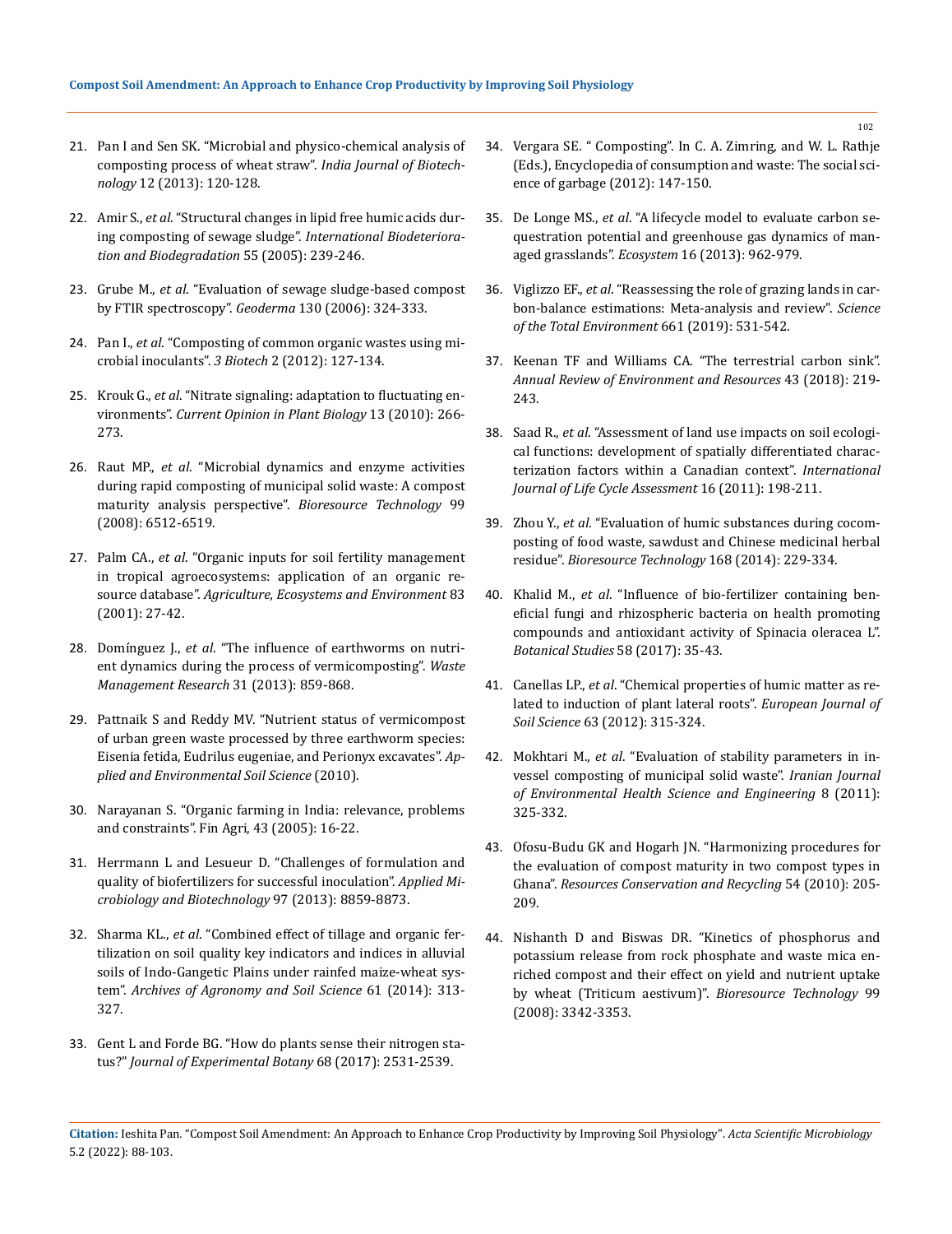21. Pan I and Sen SK. "Microbial and physico-chemical analysis of composting process of wheat straw". *India Journal of Biotechnology* 12 (2013): 120-128.

22. Amir S., *et al*. "Structural changes in lipid free humic acids during composting of sewage sludge". *International Biodeterioration and Biodegradation* 55 (2005): 239-246.

23. Grube M., *et al*. "Evaluation of sewage sludge-based compost by FTIR spectroscopy". *Geoderma* 130 (2006): 324-333.

24. Pan I., *et al*. "Composting of common organic wastes using microbial inoculants". *3 Biotech* 2 (2012): 127-134.

25. Krouk G., *et al*. "Nitrate signaling: adaptation to fluctuating environments". *Current Opinion in Plant Biology* 13 (2010): 266-273.

26. Raut MP., *et al*. "Microbial dynamics and enzyme activities during rapid composting of municipal solid waste: A compost maturity analysis perspective". *Bioresource Technology* 99 (2008): 6512-6519.

27. Palm CA., *et al*. "Organic inputs for soil fertility management in tropical agroecosystems: application of an organic resource database". *Agriculture, Ecosystems and Environment* 83 (2001): 27-42.

28. Domínguez J., *et al*. "The influence of earthworms on nutrient dynamics during the process of vermicomposting". *Waste Management Research* 31 (2013): 859-868.

29. Pattnaik S and Reddy MV. "Nutrient status of vermicompost of urban green waste processed by three earthworm species: Eisenia fetida, Eudrilus eugeniae, and Perionyx excavates". *Applied and Environmental Soil Science* (2010).

30. Narayanan S. "Organic farming in India: relevance, problems and constraints". Fin Agri, 43 (2005): 16-22.

31. Herrmann L and Lesueur D. "Challenges of formulation and quality of biofertilizers for successful inoculation". *Applied Microbiology and Biotechnology* 97 (2013): 8859-8873.

32. Sharma KL., *et al*. "Combined effect of tillage and organic fertilization on soil quality key indicators and indices in alluvial soils of Indo-Gangetic Plains under rainfed maize-wheat system". *Archives of Agronomy and Soil Science* 61 (2014): 313-327.

33. Gent L and Forde BG. "How do plants sense their nitrogen status?" *Journal of Experimental Botany* 68 (2017): 2531-2539.

34. Vergara SE. " Composting". In C. A. Zimring, and W. L. Rathje (Eds.), Encyclopedia of consumption and waste: The social science of garbage (2012): 147-150.

35. De Longe MS., *et al*. "A lifecycle model to evaluate carbon sequestration potential and greenhouse gas dynamics of managed grasslands". *Ecosystem* 16 (2013): 962-979.

36. Viglizzo EF., *et al*. "Reassessing the role of grazing lands in carbon-balance estimations: Meta-analysis and review". *Science of the Total Environment* 661 (2019): 531-542.

37. Keenan TF and Williams CA. "The terrestrial carbon sink". *Annual Review of Environment and Resources* 43 (2018): 219-243.

38. Saad R., *et al*. "Assessment of land use impacts on soil ecological functions: development of spatially differentiated characterization factors within a Canadian context". *International Journal of Life Cycle Assessment* 16 (2011): 198-211.

39. Zhou Y., *et al*. "Evaluation of humic substances during cocomposting of food waste, sawdust and Chinese medicinal herbal residue". *Bioresource Technology* 168 (2014): 229-334.

40. Khalid M., *et al*. "Influence of bio-fertilizer containing beneficial fungi and rhizospheric bacteria on health promoting compounds and antioxidant activity of Spinacia oleracea L". *Botanical Studies* 58 (2017): 35-43.

41. Canellas LP., *et al*. "Chemical properties of humic matter as related to induction of plant lateral roots". *European Journal of Soil Science* 63 (2012): 315-324.

42. Mokhtari M., *et al*. "Evaluation of stability parameters in in-vessel composting of municipal solid waste". *Iranian Journal of Environmental Health Science and Engineering* 8 (2011): 325-332.

43. Ofosu-Budu GK and Hogarh JN. "Harmonizing procedures for the evaluation of compost maturity in two compost types in Ghana". *Resources Conservation and Recycling* 54 (2010): 205-209.

44. Nishanth D and Biswas DR. "Kinetics of phosphorus and potassium release from rock phosphate and waste mica enriched compost and their effect on yield and nutrient uptake by wheat (Triticum aestivum)". *Bioresource Technology* 99 (2008): 3342-3353.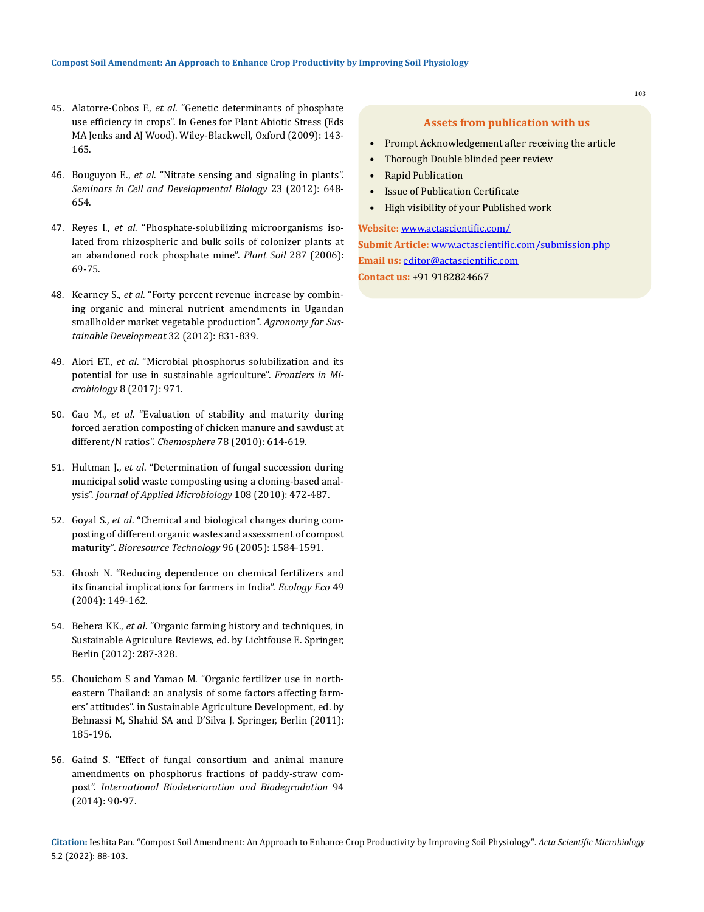45. Alatorre-Cobos F., *et al*. "Genetic determinants of phosphate use efficiency in crops". In Genes for Plant Abiotic Stress (Eds MA Jenks and AJ Wood). Wiley-Blackwell, Oxford (2009): 143-165.

46. Bouguyon E., *et al*. "Nitrate sensing and signaling in plants". *Seminars in Cell and Developmental Biology* 23 (2012): 648-654.

47. Reyes I., *et al*. "Phosphate-solubilizing microorganisms isolated from rhizospheric and bulk soils of colonizer plants at an abandoned rock phosphate mine". *Plant Soil* 287 (2006): 69-75.

48. Kearney S., *et al*. "Forty percent revenue increase by combining organic and mineral nutrient amendments in Ugandan smallholder market vegetable production". *Agronomy for Sustainable Development* 32 (2012): 831-839.

49. Alori ET., *et al*. "Microbial phosphorus solubilization and its potential for use in sustainable agriculture". *Frontiers in Microbiology* 8 (2017): 971.

50. Gao M., *et al*. "Evaluation of stability and maturity during forced aeration composting of chicken manure and sawdust at different/N ratios". *Chemosphere* 78 (2010): 614-619.

51. Hultman J., *et al*. "Determination of fungal succession during municipal solid waste composting using a cloning-based analysis". *Journal of Applied Microbiology* 108 (2010): 472-487.

52. Goyal S., *et al*. "Chemical and biological changes during composting of different organic wastes and assessment of compost maturity". *Bioresource Technology* 96 (2005): 1584-1591.

53. Ghosh N. "Reducing dependence on chemical fertilizers and its financial implications for farmers in India". *Ecology Eco* 49 (2004): 149-162.

54. Behera KK., *et al*. "Organic farming history and techniques, in Sustainable Agriculure Reviews, ed. by Lichtfouse E. Springer, Berlin (2012): 287-328.

55. Chouichom S and Yamao M. "Organic fertilizer use in northeastern Thailand: an analysis of some factors affecting farmers' attitudes". in Sustainable Agriculture Development, ed. by Behnassi M, Shahid SA and D'Silva J. Springer, Berlin (2011): 185-196.

56. Gaind S. "Effect of fungal consortium and animal manure amendments on phosphorus fractions of paddy-straw compost". *International Biodeterioration and Biodegradation* 94 (2014): 90-97.

**Assets from publication with us**

- Prompt Acknowledgement after receiving the article
- Thorough Double blinded peer review
- Rapid Publication
- Issue of Publication Certificate
- High visibility of your Published work

**Website:** www.actascientific.com/
**Submit Article:** www.actascientific.com/submission.php
**Email us:** editor@actascientific.com
**Contact us:** +91 9182824667